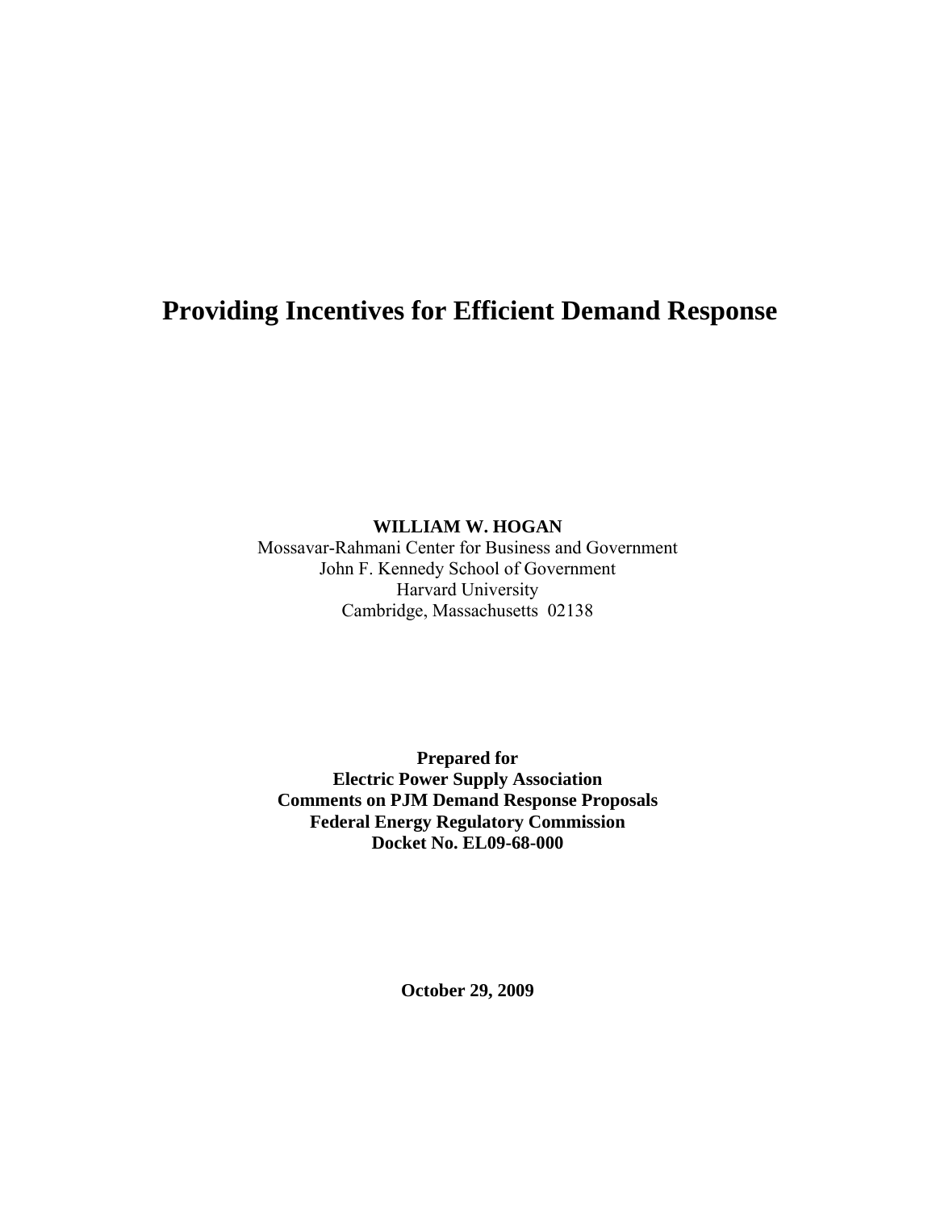# Providing Incentives for Efficient Demand Response

**WILLIAM W. HOGAN**

Mossavar-Rahmani Center for Business and Government
John F. Kennedy School of Government
Harvard University
Cambridge, Massachusetts 02138

**Prepared for**
**Electric Power Supply Association**
**Comments on PJM Demand Response Proposals**
**Federal Energy Regulatory Commission**
**Docket No. EL09-68-000**

**October 29, 2009**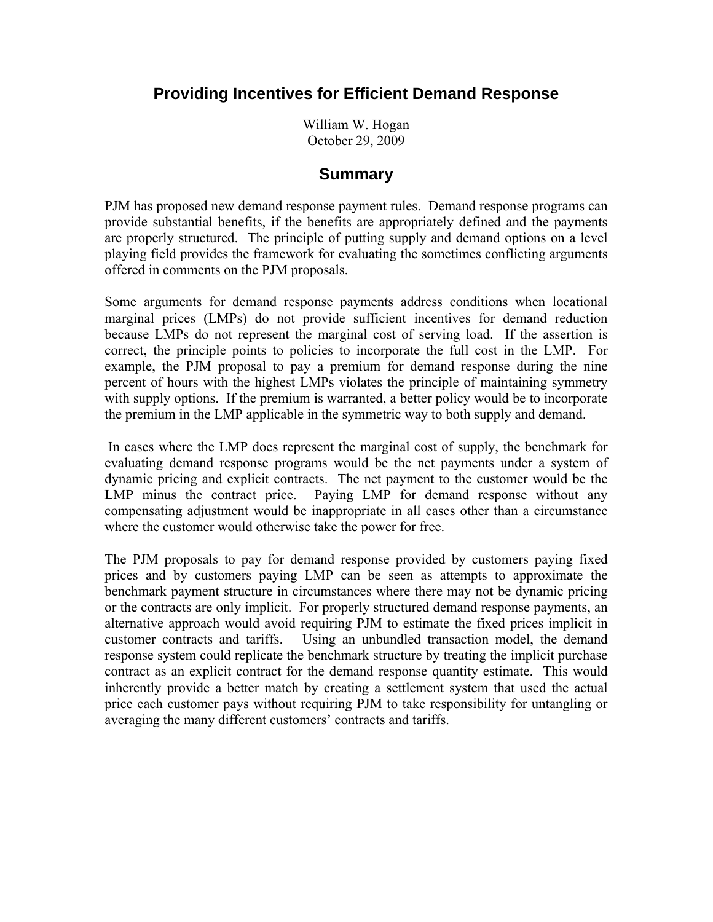# Providing Incentives for Efficient Demand Response

William W. Hogan
October 29, 2009

## Summary

PJM has proposed new demand response payment rules. Demand response programs can provide substantial benefits, if the benefits are appropriately defined and the payments are properly structured. The principle of putting supply and demand options on a level playing field provides the framework for evaluating the sometimes conflicting arguments offered in comments on the PJM proposals.

Some arguments for demand response payments address conditions when locational marginal prices (LMPs) do not provide sufficient incentives for demand reduction because LMPs do not represent the marginal cost of serving load. If the assertion is correct, the principle points to policies to incorporate the full cost in the LMP. For example, the PJM proposal to pay a premium for demand response during the nine percent of hours with the highest LMPs violates the principle of maintaining symmetry with supply options. If the premium is warranted, a better policy would be to incorporate the premium in the LMP applicable in the symmetric way to both supply and demand.

In cases where the LMP does represent the marginal cost of supply, the benchmark for evaluating demand response programs would be the net payments under a system of dynamic pricing and explicit contracts. The net payment to the customer would be the LMP minus the contract price. Paying LMP for demand response without any compensating adjustment would be inappropriate in all cases other than a circumstance where the customer would otherwise take the power for free.

The PJM proposals to pay for demand response provided by customers paying fixed prices and by customers paying LMP can be seen as attempts to approximate the benchmark payment structure in circumstances where there may not be dynamic pricing or the contracts are only implicit. For properly structured demand response payments, an alternative approach would avoid requiring PJM to estimate the fixed prices implicit in customer contracts and tariffs. Using an unbundled transaction model, the demand response system could replicate the benchmark structure by treating the implicit purchase contract as an explicit contract for the demand response quantity estimate. This would inherently provide a better match by creating a settlement system that used the actual price each customer pays without requiring PJM to take responsibility for untangling or averaging the many different customers' contracts and tariffs.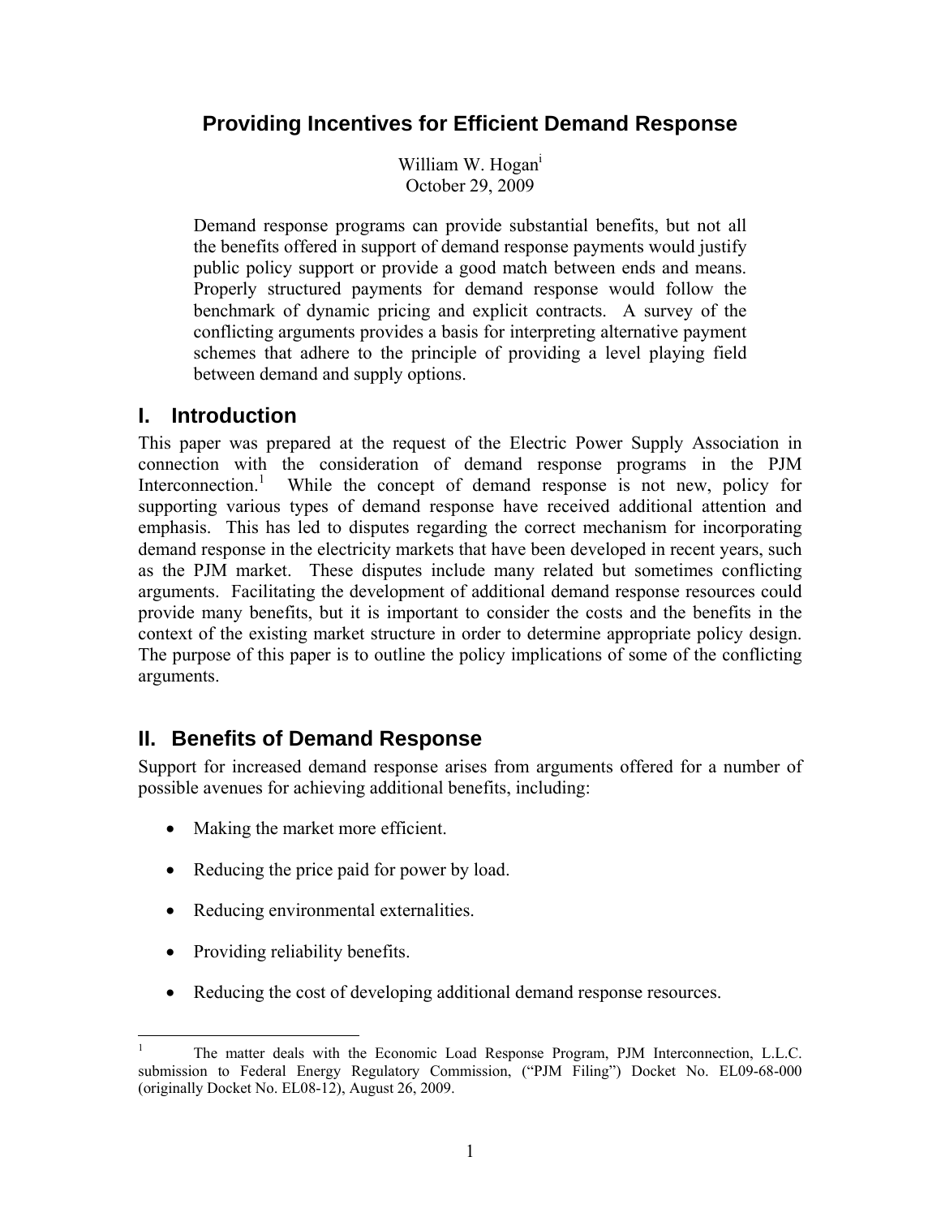# Providing Incentives for Efficient Demand Response

William W. Hogan[i]
October 29, 2009

> Demand response programs can provide substantial benefits, but not all the benefits offered in support of demand response payments would justify public policy support or provide a good match between ends and means. Properly structured payments for demand response would follow the benchmark of dynamic pricing and explicit contracts. A survey of the conflicting arguments provides a basis for interpreting alternative payment schemes that adhere to the principle of providing a level playing field between demand and supply options.

## I. Introduction

This paper was prepared at the request of the Electric Power Supply Association in connection with the consideration of demand response programs in the PJM Interconnection.[1] While the concept of demand response is not new, policy for supporting various types of demand response have received additional attention and emphasis. This has led to disputes regarding the correct mechanism for incorporating demand response in the electricity markets that have been developed in recent years, such as the PJM market. These disputes include many related but sometimes conflicting arguments. Facilitating the development of additional demand response resources could provide many benefits, but it is important to consider the costs and the benefits in the context of the existing market structure in order to determine appropriate policy design. The purpose of this paper is to outline the policy implications of some of the conflicting arguments.

## II. Benefits of Demand Response

Support for increased demand response arises from arguments offered for a number of possible avenues for achieving additional benefits, including:

- Making the market more efficient.
- Reducing the price paid for power by load.
- Reducing environmental externalities.
- Providing reliability benefits.
- Reducing the cost of developing additional demand response resources.

---

[1] The matter deals with the Economic Load Response Program, PJM Interconnection, L.L.C. submission to Federal Energy Regulatory Commission, ("PJM Filing") Docket No. EL09-68-000 (originally Docket No. EL08-12), August 26, 2009.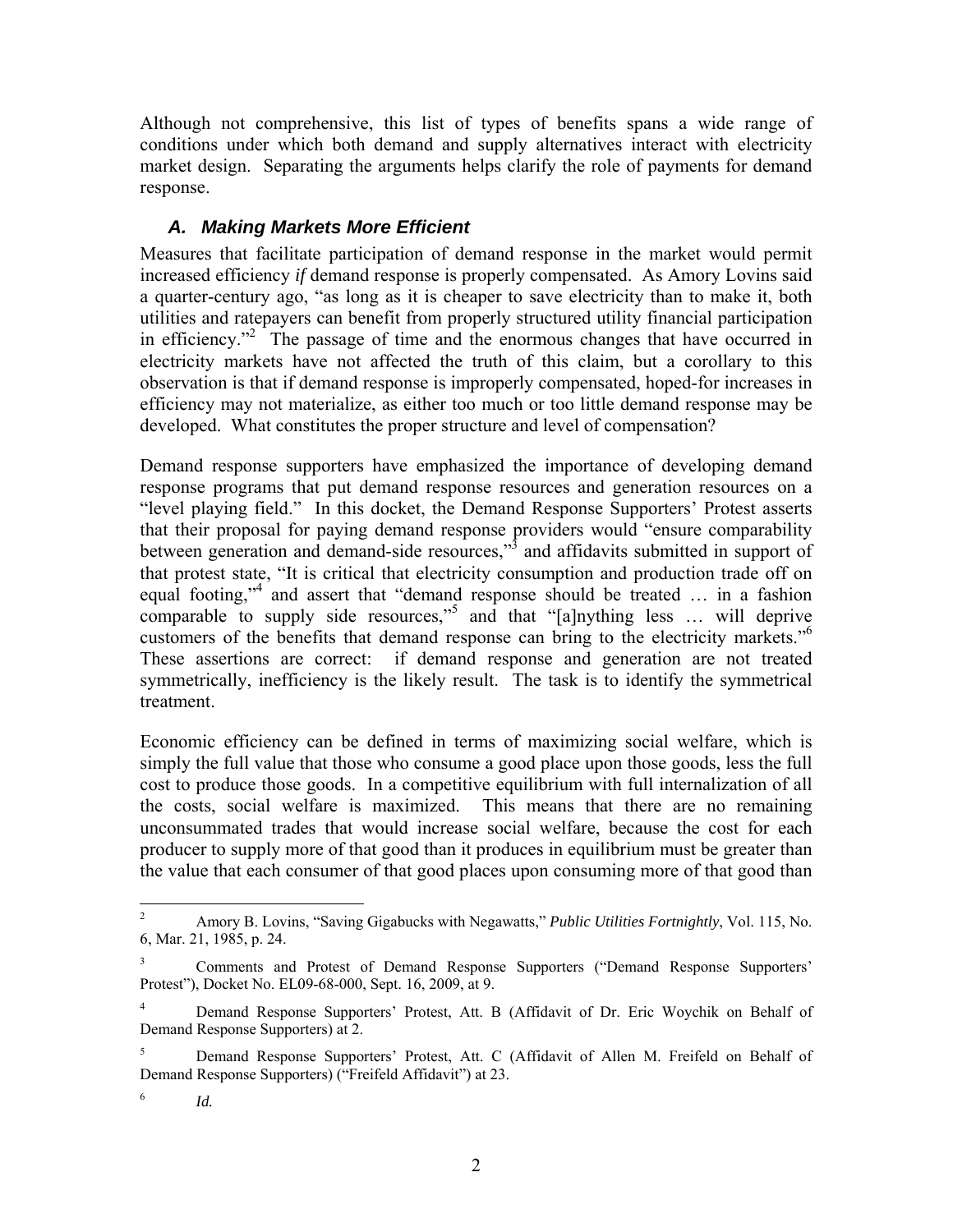Although not comprehensive, this list of types of benefits spans a wide range of conditions under which both demand and supply alternatives interact with electricity market design. Separating the arguments helps clarify the role of payments for demand response.

### *A. Making Markets More Efficient*

Measures that facilitate participation of demand response in the market would permit increased efficiency *if* demand response is properly compensated. As Amory Lovins said a quarter-century ago, "as long as it is cheaper to save electricity than to make it, both utilities and ratepayers can benefit from properly structured utility financial participation in efficiency."[2] The passage of time and the enormous changes that have occurred in electricity markets have not affected the truth of this claim, but a corollary to this observation is that if demand response is improperly compensated, hoped-for increases in efficiency may not materialize, as either too much or too little demand response may be developed. What constitutes the proper structure and level of compensation?

Demand response supporters have emphasized the importance of developing demand response programs that put demand response resources and generation resources on a "level playing field." In this docket, the Demand Response Supporters' Protest asserts that their proposal for paying demand response providers would "ensure comparability between generation and demand-side resources,"[3] and affidavits submitted in support of that protest state, "It is critical that electricity consumption and production trade off on equal footing,"[4] and assert that "demand response should be treated … in a fashion comparable to supply side resources,"[5] and that "[a]nything less … will deprive customers of the benefits that demand response can bring to the electricity markets."[6] These assertions are correct: if demand response and generation are not treated symmetrically, inefficiency is the likely result. The task is to identify the symmetrical treatment.

Economic efficiency can be defined in terms of maximizing social welfare, which is simply the full value that those who consume a good place upon those goods, less the full cost to produce those goods. In a competitive equilibrium with full internalization of all the costs, social welfare is maximized. This means that there are no remaining unconsummated trades that would increase social welfare, because the cost for each producer to supply more of that good than it produces in equilibrium must be greater than the value that each consumer of that good places upon consuming more of that good than

---

[2] Amory B. Lovins, "Saving Gigabucks with Negawatts," *Public Utilities Fortnightly*, Vol. 115, No. 6, Mar. 21, 1985, p. 24.

[3] Comments and Protest of Demand Response Supporters ("Demand Response Supporters' Protest"), Docket No. EL09-68-000, Sept. 16, 2009, at 9.

[4] Demand Response Supporters' Protest, Att. B (Affidavit of Dr. Eric Woychik on Behalf of Demand Response Supporters) at 2.

[5] Demand Response Supporters' Protest, Att. C (Affidavit of Allen M. Freifeld on Behalf of Demand Response Supporters) ("Freifeld Affidavit") at 23.

[6] *Id.*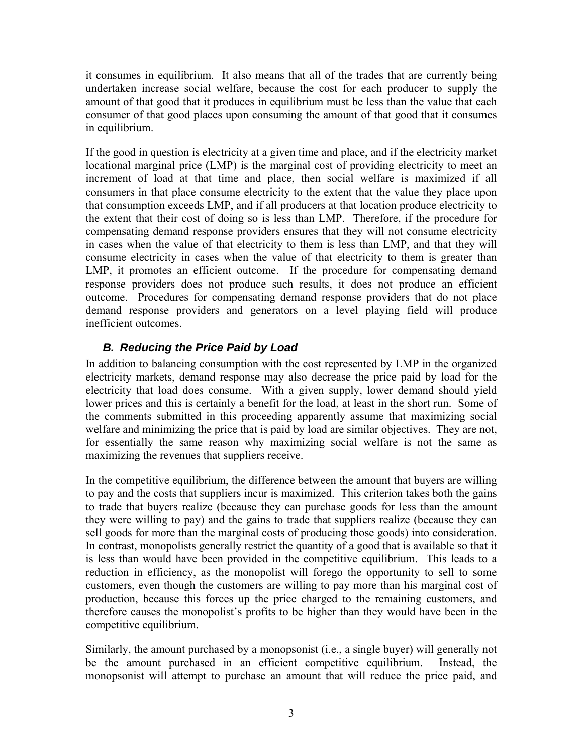it consumes in equilibrium. It also means that all of the trades that are currently being undertaken increase social welfare, because the cost for each producer to supply the amount of that good that it produces in equilibrium must be less than the value that each consumer of that good places upon consuming the amount of that good that it consumes in equilibrium.

If the good in question is electricity at a given time and place, and if the electricity market locational marginal price (LMP) is the marginal cost of providing electricity to meet an increment of load at that time and place, then social welfare is maximized if all consumers in that place consume electricity to the extent that the value they place upon that consumption exceeds LMP, and if all producers at that location produce electricity to the extent that their cost of doing so is less than LMP. Therefore, if the procedure for compensating demand response providers ensures that they will not consume electricity in cases when the value of that electricity to them is less than LMP, and that they will consume electricity in cases when the value of that electricity to them is greater than LMP, it promotes an efficient outcome. If the procedure for compensating demand response providers does not produce such results, it does not produce an efficient outcome. Procedures for compensating demand response providers that do not place demand response providers and generators on a level playing field will produce inefficient outcomes.

### *B. Reducing the Price Paid by Load*

In addition to balancing consumption with the cost represented by LMP in the organized electricity markets, demand response may also decrease the price paid by load for the electricity that load does consume. With a given supply, lower demand should yield lower prices and this is certainly a benefit for the load, at least in the short run. Some of the comments submitted in this proceeding apparently assume that maximizing social welfare and minimizing the price that is paid by load are similar objectives. They are not, for essentially the same reason why maximizing social welfare is not the same as maximizing the revenues that suppliers receive.

In the competitive equilibrium, the difference between the amount that buyers are willing to pay and the costs that suppliers incur is maximized. This criterion takes both the gains to trade that buyers realize (because they can purchase goods for less than the amount they were willing to pay) and the gains to trade that suppliers realize (because they can sell goods for more than the marginal costs of producing those goods) into consideration. In contrast, monopolists generally restrict the quantity of a good that is available so that it is less than would have been provided in the competitive equilibrium. This leads to a reduction in efficiency, as the monopolist will forego the opportunity to sell to some customers, even though the customers are willing to pay more than his marginal cost of production, because this forces up the price charged to the remaining customers, and therefore causes the monopolist's profits to be higher than they would have been in the competitive equilibrium.

Similarly, the amount purchased by a monopsonist (i.e., a single buyer) will generally not be the amount purchased in an efficient competitive equilibrium. Instead, the monopsonist will attempt to purchase an amount that will reduce the price paid, and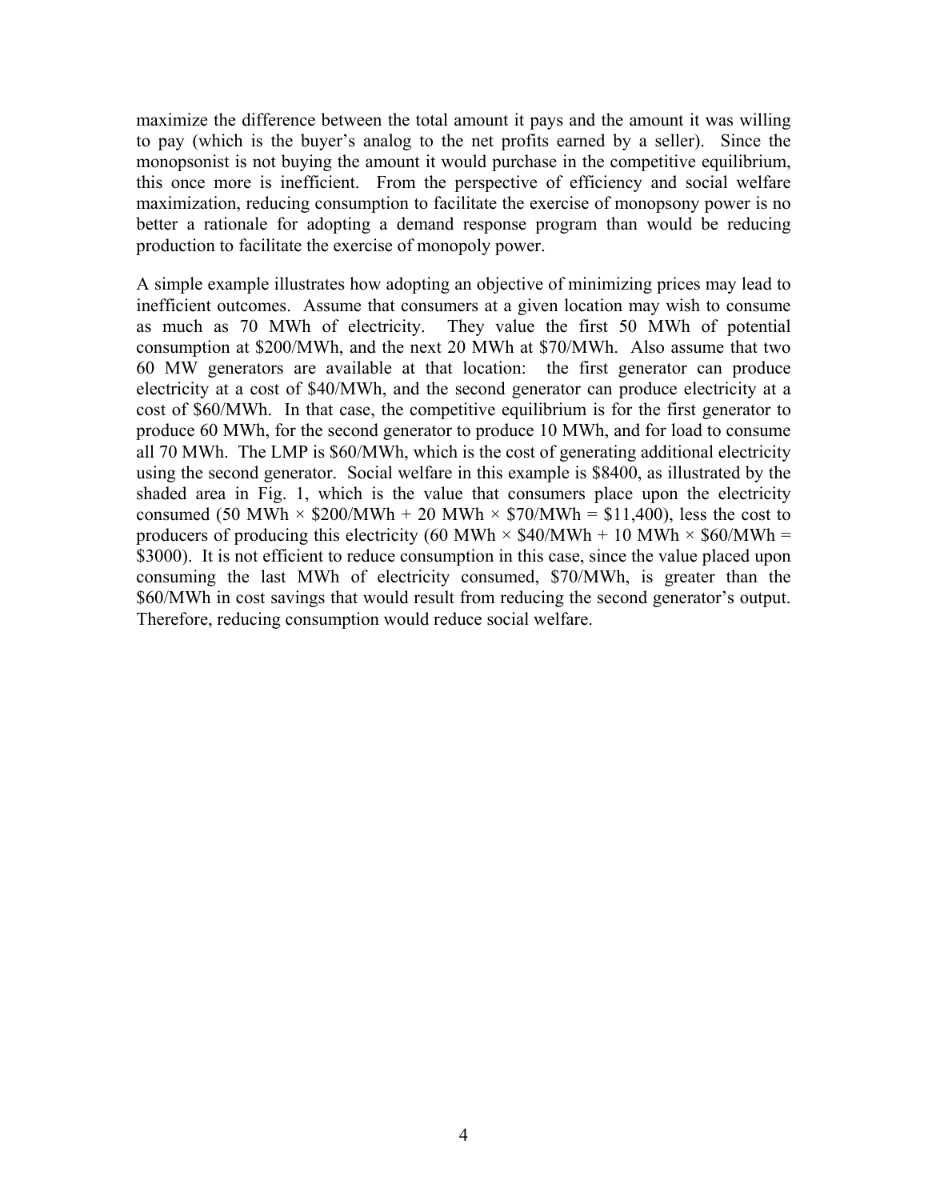maximize the difference between the total amount it pays and the amount it was willing to pay (which is the buyer's analog to the net profits earned by a seller). Since the monopsonist is not buying the amount it would purchase in the competitive equilibrium, this once more is inefficient. From the perspective of efficiency and social welfare maximization, reducing consumption to facilitate the exercise of monopsony power is no better a rationale for adopting a demand response program than would be reducing production to facilitate the exercise of monopoly power.

A simple example illustrates how adopting an objective of minimizing prices may lead to inefficient outcomes. Assume that consumers at a given location may wish to consume as much as 70 MWh of electricity. They value the first 50 MWh of potential consumption at \$200/MWh, and the next 20 MWh at \$70/MWh. Also assume that two 60 MW generators are available at that location: the first generator can produce electricity at a cost of \$40/MWh, and the second generator can produce electricity at a cost of \$60/MWh. In that case, the competitive equilibrium is for the first generator to produce 60 MWh, for the second generator to produce 10 MWh, and for load to consume all 70 MWh. The LMP is \$60/MWh, which is the cost of generating additional electricity using the second generator. Social welfare in this example is \$8400, as illustrated by the shaded area in Fig. 1, which is the value that consumers place upon the electricity consumed (50 MWh × \$200/MWh + 20 MWh × \$70/MWh = \$11,400), less the cost to producers of producing this electricity (60 MWh × \$40/MWh + 10 MWh × \$60/MWh = \$3000). It is not efficient to reduce consumption in this case, since the value placed upon consuming the last MWh of electricity consumed, \$70/MWh, is greater than the \$60/MWh in cost savings that would result from reducing the second generator's output. Therefore, reducing consumption would reduce social welfare.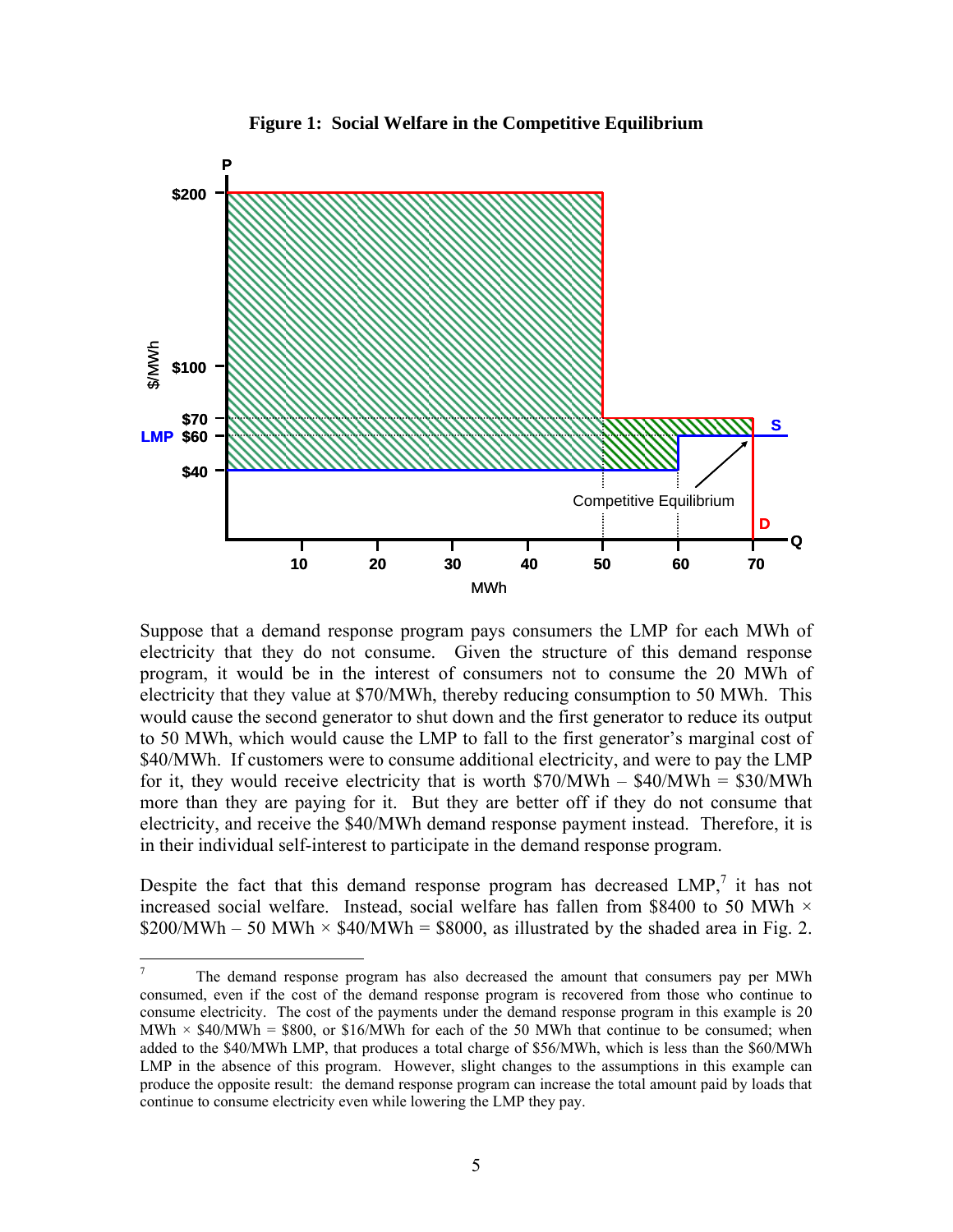**Figure 1: Social Welfare in the Competitive Equilibrium**

Suppose that a demand response program pays consumers the LMP for each MWh of electricity that they do not consume. Given the structure of this demand response program, it would be in the interest of consumers not to consume the 20 MWh of electricity that they value at \$70/MWh, thereby reducing consumption to 50 MWh. This would cause the second generator to shut down and the first generator to reduce its output to 50 MWh, which would cause the LMP to fall to the first generator's marginal cost of \$40/MWh. If customers were to consume additional electricity, and were to pay the LMP for it, they would receive electricity that is worth \$70/MWh – \$40/MWh = \$30/MWh more than they are paying for it. But they are better off if they do not consume that electricity, and receive the \$40/MWh demand response payment instead. Therefore, it is in their individual self-interest to participate in the demand response program.

Despite the fact that this demand response program has decreased LMP,[7] it has not increased social welfare. Instead, social welfare has fallen from \$8400 to 50 MWh × \$200/MWh – 50 MWh × \$40/MWh = \$8000, as illustrated by the shaded area in Fig. 2.

---

[7] The demand response program has also decreased the amount that consumers pay per MWh consumed, even if the cost of the demand response program is recovered from those who continue to consume electricity. The cost of the payments under the demand response program in this example is 20 MWh × \$40/MWh = \$800, or \$16/MWh for each of the 50 MWh that continue to be consumed; when added to the \$40/MWh LMP, that produces a total charge of \$56/MWh, which is less than the \$60/MWh LMP in the absence of this program. However, slight changes to the assumptions in this example can produce the opposite result: the demand response program can increase the total amount paid by loads that continue to consume electricity even while lowering the LMP they pay.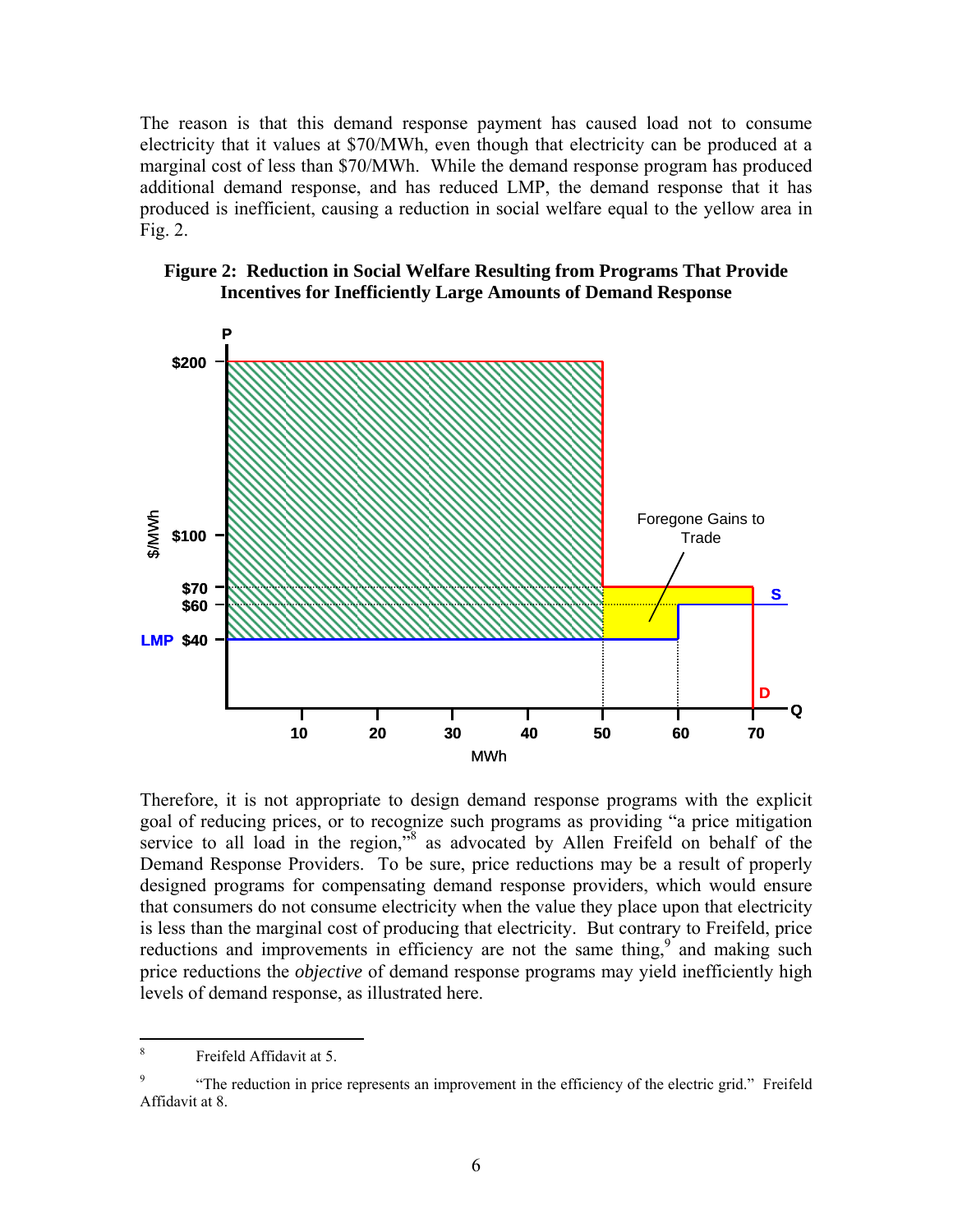The reason is that this demand response payment has caused load not to consume electricity that it values at \$70/MWh, even though that electricity can be produced at a marginal cost of less than \$70/MWh. While the demand response program has produced additional demand response, and has reduced LMP, the demand response that it has produced is inefficient, causing a reduction in social welfare equal to the yellow area in Fig. 2.

**Figure 2: Reduction in Social Welfare Resulting from Programs That Provide Incentives for Inefficiently Large Amounts of Demand Response**

Therefore, it is not appropriate to design demand response programs with the explicit goal of reducing prices, or to recognize such programs as providing "a price mitigation service to all load in the region,"[8] as advocated by Allen Freifeld on behalf of the Demand Response Providers. To be sure, price reductions may be a result of properly designed programs for compensating demand response providers, which would ensure that consumers do not consume electricity when the value they place upon that electricity is less than the marginal cost of producing that electricity. But contrary to Freifeld, price reductions and improvements in efficiency are not the same thing,[9] and making such price reductions the *objective* of demand response programs may yield inefficiently high levels of demand response, as illustrated here.

---

[8] Freifeld Affidavit at 5.

[9] "The reduction in price represents an improvement in the efficiency of the electric grid." Freifeld Affidavit at 8.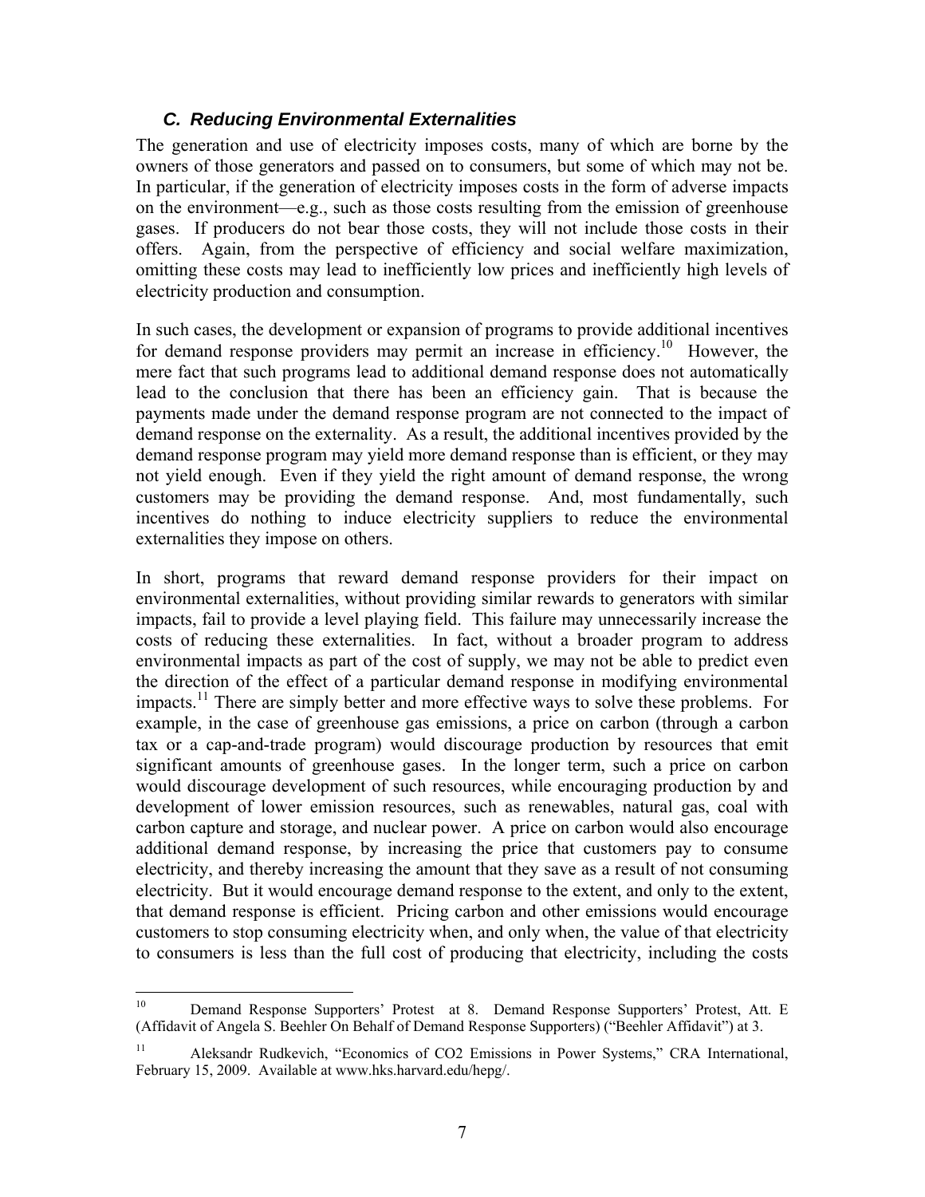### *C. Reducing Environmental Externalities*

The generation and use of electricity imposes costs, many of which are borne by the owners of those generators and passed on to consumers, but some of which may not be. In particular, if the generation of electricity imposes costs in the form of adverse impacts on the environment—e.g., such as those costs resulting from the emission of greenhouse gases. If producers do not bear those costs, they will not include those costs in their offers. Again, from the perspective of efficiency and social welfare maximization, omitting these costs may lead to inefficiently low prices and inefficiently high levels of electricity production and consumption.

In such cases, the development or expansion of programs to provide additional incentives for demand response providers may permit an increase in efficiency.[10] However, the mere fact that such programs lead to additional demand response does not automatically lead to the conclusion that there has been an efficiency gain. That is because the payments made under the demand response program are not connected to the impact of demand response on the externality. As a result, the additional incentives provided by the demand response program may yield more demand response than is efficient, or they may not yield enough. Even if they yield the right amount of demand response, the wrong customers may be providing the demand response. And, most fundamentally, such incentives do nothing to induce electricity suppliers to reduce the environmental externalities they impose on others.

In short, programs that reward demand response providers for their impact on environmental externalities, without providing similar rewards to generators with similar impacts, fail to provide a level playing field. This failure may unnecessarily increase the costs of reducing these externalities. In fact, without a broader program to address environmental impacts as part of the cost of supply, we may not be able to predict even the direction of the effect of a particular demand response in modifying environmental impacts.[11] There are simply better and more effective ways to solve these problems. For example, in the case of greenhouse gas emissions, a price on carbon (through a carbon tax or a cap-and-trade program) would discourage production by resources that emit significant amounts of greenhouse gases. In the longer term, such a price on carbon would discourage development of such resources, while encouraging production by and development of lower emission resources, such as renewables, natural gas, coal with carbon capture and storage, and nuclear power. A price on carbon would also encourage additional demand response, by increasing the price that customers pay to consume electricity, and thereby increasing the amount that they save as a result of not consuming electricity. But it would encourage demand response to the extent, and only to the extent, that demand response is efficient. Pricing carbon and other emissions would encourage customers to stop consuming electricity when, and only when, the value of that electricity to consumers is less than the full cost of producing that electricity, including the costs

---

[10] Demand Response Supporters' Protest at 8. Demand Response Supporters' Protest, Att. E (Affidavit of Angela S. Beehler On Behalf of Demand Response Supporters) ("Beehler Affidavit") at 3.

[11] Aleksandr Rudkevich, "Economics of CO2 Emissions in Power Systems," CRA International, February 15, 2009. Available at www.hks.harvard.edu/hepg/.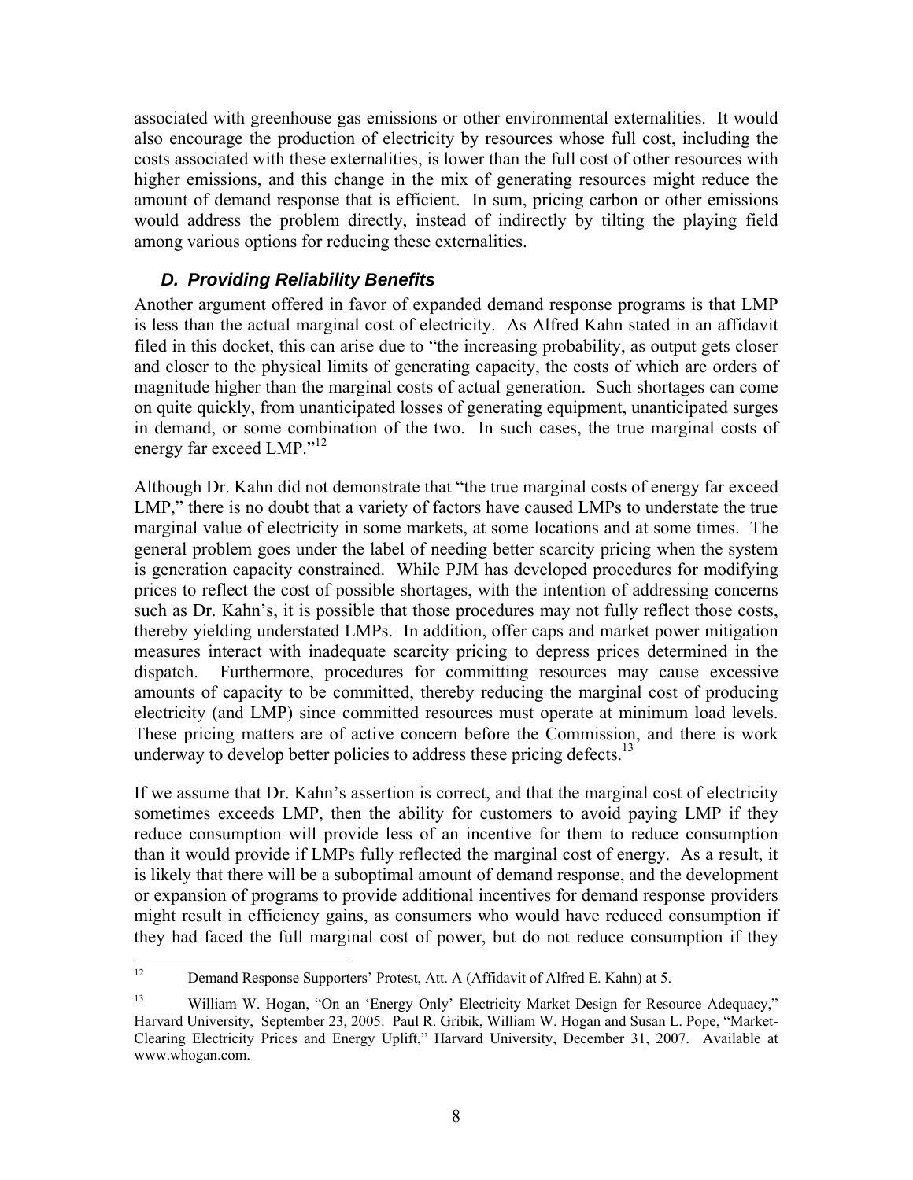associated with greenhouse gas emissions or other environmental externalities. It would also encourage the production of electricity by resources whose full cost, including the costs associated with these externalities, is lower than the full cost of other resources with higher emissions, and this change in the mix of generating resources might reduce the amount of demand response that is efficient. In sum, pricing carbon or other emissions would address the problem directly, instead of indirectly by tilting the playing field among various options for reducing these externalities.

### *D. Providing Reliability Benefits*

Another argument offered in favor of expanded demand response programs is that LMP is less than the actual marginal cost of electricity. As Alfred Kahn stated in an affidavit filed in this docket, this can arise due to "the increasing probability, as output gets closer and closer to the physical limits of generating capacity, the costs of which are orders of magnitude higher than the marginal costs of actual generation. Such shortages can come on quite quickly, from unanticipated losses of generating equipment, unanticipated surges in demand, or some combination of the two. In such cases, the true marginal costs of energy far exceed LMP."[12]

Although Dr. Kahn did not demonstrate that "the true marginal costs of energy far exceed LMP," there is no doubt that a variety of factors have caused LMPs to understate the true marginal value of electricity in some markets, at some locations and at some times. The general problem goes under the label of needing better scarcity pricing when the system is generation capacity constrained. While PJM has developed procedures for modifying prices to reflect the cost of possible shortages, with the intention of addressing concerns such as Dr. Kahn's, it is possible that those procedures may not fully reflect those costs, thereby yielding understated LMPs. In addition, offer caps and market power mitigation measures interact with inadequate scarcity pricing to depress prices determined in the dispatch. Furthermore, procedures for committing resources may cause excessive amounts of capacity to be committed, thereby reducing the marginal cost of producing electricity (and LMP) since committed resources must operate at minimum load levels. These pricing matters are of active concern before the Commission, and there is work underway to develop better policies to address these pricing defects.[13]

If we assume that Dr. Kahn's assertion is correct, and that the marginal cost of electricity sometimes exceeds LMP, then the ability for customers to avoid paying LMP if they reduce consumption will provide less of an incentive for them to reduce consumption than it would provide if LMPs fully reflected the marginal cost of energy. As a result, it is likely that there will be a suboptimal amount of demand response, and the development or expansion of programs to provide additional incentives for demand response providers might result in efficiency gains, as consumers who would have reduced consumption if they had faced the full marginal cost of power, but do not reduce consumption if they

---

[12] Demand Response Supporters' Protest, Att. A (Affidavit of Alfred E. Kahn) at 5.

[13] William W. Hogan, "On an 'Energy Only' Electricity Market Design for Resource Adequacy," Harvard University, September 23, 2005. Paul R. Gribik, William W. Hogan and Susan L. Pope, "Market-Clearing Electricity Prices and Energy Uplift," Harvard University, December 31, 2007. Available at www.whogan.com.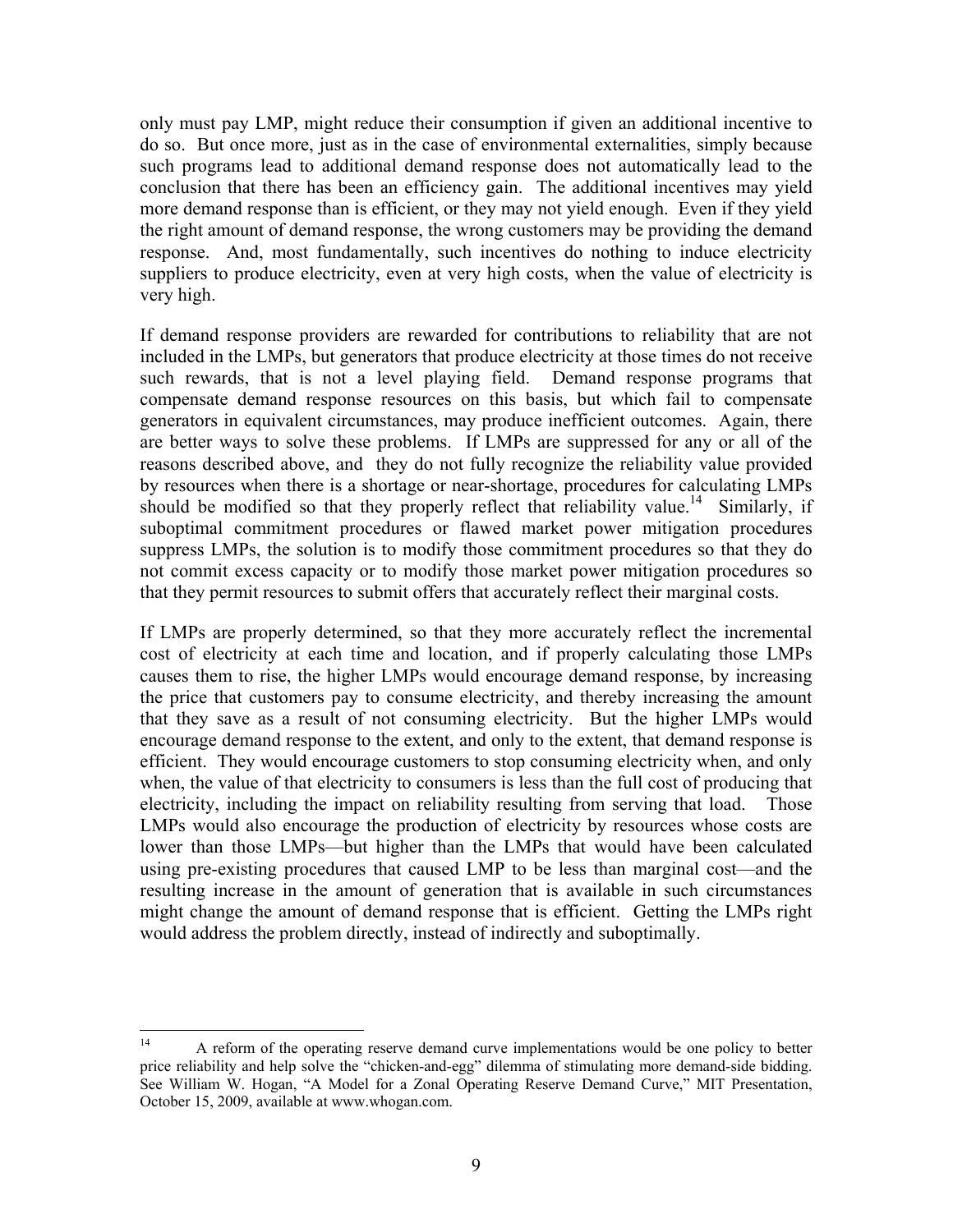only must pay LMP, might reduce their consumption if given an additional incentive to do so. But once more, just as in the case of environmental externalities, simply because such programs lead to additional demand response does not automatically lead to the conclusion that there has been an efficiency gain. The additional incentives may yield more demand response than is efficient, or they may not yield enough. Even if they yield the right amount of demand response, the wrong customers may be providing the demand response. And, most fundamentally, such incentives do nothing to induce electricity suppliers to produce electricity, even at very high costs, when the value of electricity is very high.

If demand response providers are rewarded for contributions to reliability that are not included in the LMPs, but generators that produce electricity at those times do not receive such rewards, that is not a level playing field. Demand response programs that compensate demand response resources on this basis, but which fail to compensate generators in equivalent circumstances, may produce inefficient outcomes. Again, there are better ways to solve these problems. If LMPs are suppressed for any or all of the reasons described above, and they do not fully recognize the reliability value provided by resources when there is a shortage or near-shortage, procedures for calculating LMPs should be modified so that they properly reflect that reliability value.[14] Similarly, if suboptimal commitment procedures or flawed market power mitigation procedures suppress LMPs, the solution is to modify those commitment procedures so that they do not commit excess capacity or to modify those market power mitigation procedures so that they permit resources to submit offers that accurately reflect their marginal costs.

If LMPs are properly determined, so that they more accurately reflect the incremental cost of electricity at each time and location, and if properly calculating those LMPs causes them to rise, the higher LMPs would encourage demand response, by increasing the price that customers pay to consume electricity, and thereby increasing the amount that they save as a result of not consuming electricity. But the higher LMPs would encourage demand response to the extent, and only to the extent, that demand response is efficient. They would encourage customers to stop consuming electricity when, and only when, the value of that electricity to consumers is less than the full cost of producing that electricity, including the impact on reliability resulting from serving that load. Those LMPs would also encourage the production of electricity by resources whose costs are lower than those LMPs—but higher than the LMPs that would have been calculated using pre-existing procedures that caused LMP to be less than marginal cost—and the resulting increase in the amount of generation that is available in such circumstances might change the amount of demand response that is efficient. Getting the LMPs right would address the problem directly, instead of indirectly and suboptimally.

---

[14] A reform of the operating reserve demand curve implementations would be one policy to better price reliability and help solve the "chicken-and-egg" dilemma of stimulating more demand-side bidding. See William W. Hogan, "A Model for a Zonal Operating Reserve Demand Curve," MIT Presentation, October 15, 2009, available at www.whogan.com.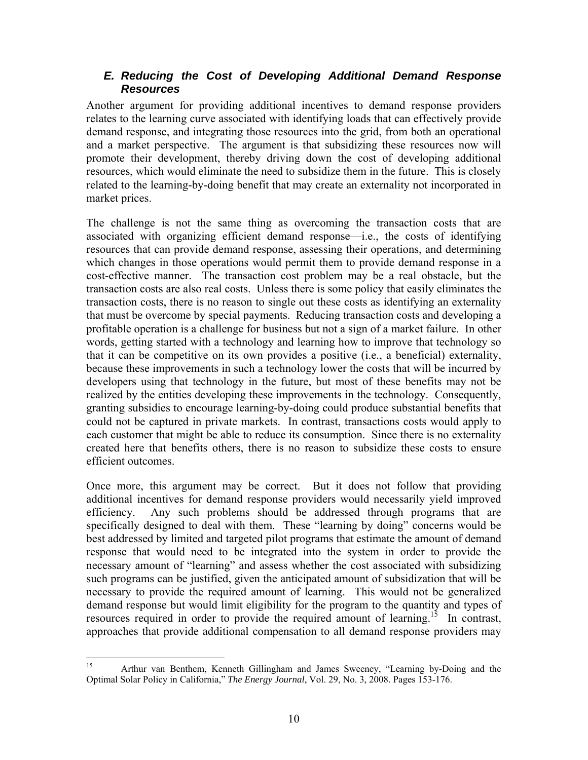### *E. Reducing the Cost of Developing Additional Demand Response Resources*

Another argument for providing additional incentives to demand response providers relates to the learning curve associated with identifying loads that can effectively provide demand response, and integrating those resources into the grid, from both an operational and a market perspective. The argument is that subsidizing these resources now will promote their development, thereby driving down the cost of developing additional resources, which would eliminate the need to subsidize them in the future. This is closely related to the learning-by-doing benefit that may create an externality not incorporated in market prices.

The challenge is not the same thing as overcoming the transaction costs that are associated with organizing efficient demand response—i.e., the costs of identifying resources that can provide demand response, assessing their operations, and determining which changes in those operations would permit them to provide demand response in a cost-effective manner. The transaction cost problem may be a real obstacle, but the transaction costs are also real costs. Unless there is some policy that easily eliminates the transaction costs, there is no reason to single out these costs as identifying an externality that must be overcome by special payments. Reducing transaction costs and developing a profitable operation is a challenge for business but not a sign of a market failure. In other words, getting started with a technology and learning how to improve that technology so that it can be competitive on its own provides a positive (i.e., a beneficial) externality, because these improvements in such a technology lower the costs that will be incurred by developers using that technology in the future, but most of these benefits may not be realized by the entities developing these improvements in the technology. Consequently, granting subsidies to encourage learning-by-doing could produce substantial benefits that could not be captured in private markets. In contrast, transactions costs would apply to each customer that might be able to reduce its consumption. Since there is no externality created here that benefits others, there is no reason to subsidize these costs to ensure efficient outcomes.

Once more, this argument may be correct. But it does not follow that providing additional incentives for demand response providers would necessarily yield improved efficiency. Any such problems should be addressed through programs that are specifically designed to deal with them. These "learning by doing" concerns would be best addressed by limited and targeted pilot programs that estimate the amount of demand response that would need to be integrated into the system in order to provide the necessary amount of "learning" and assess whether the cost associated with subsidizing such programs can be justified, given the anticipated amount of subsidization that will be necessary to provide the required amount of learning. This would not be generalized demand response but would limit eligibility for the program to the quantity and types of resources required in order to provide the required amount of learning.[15] In contrast, approaches that provide additional compensation to all demand response providers may

---

[15] Arthur van Benthem, Kenneth Gillingham and James Sweeney, "Learning by-Doing and the Optimal Solar Policy in California," *The Energy Journal*, Vol. 29, No. 3, 2008. Pages 153-176.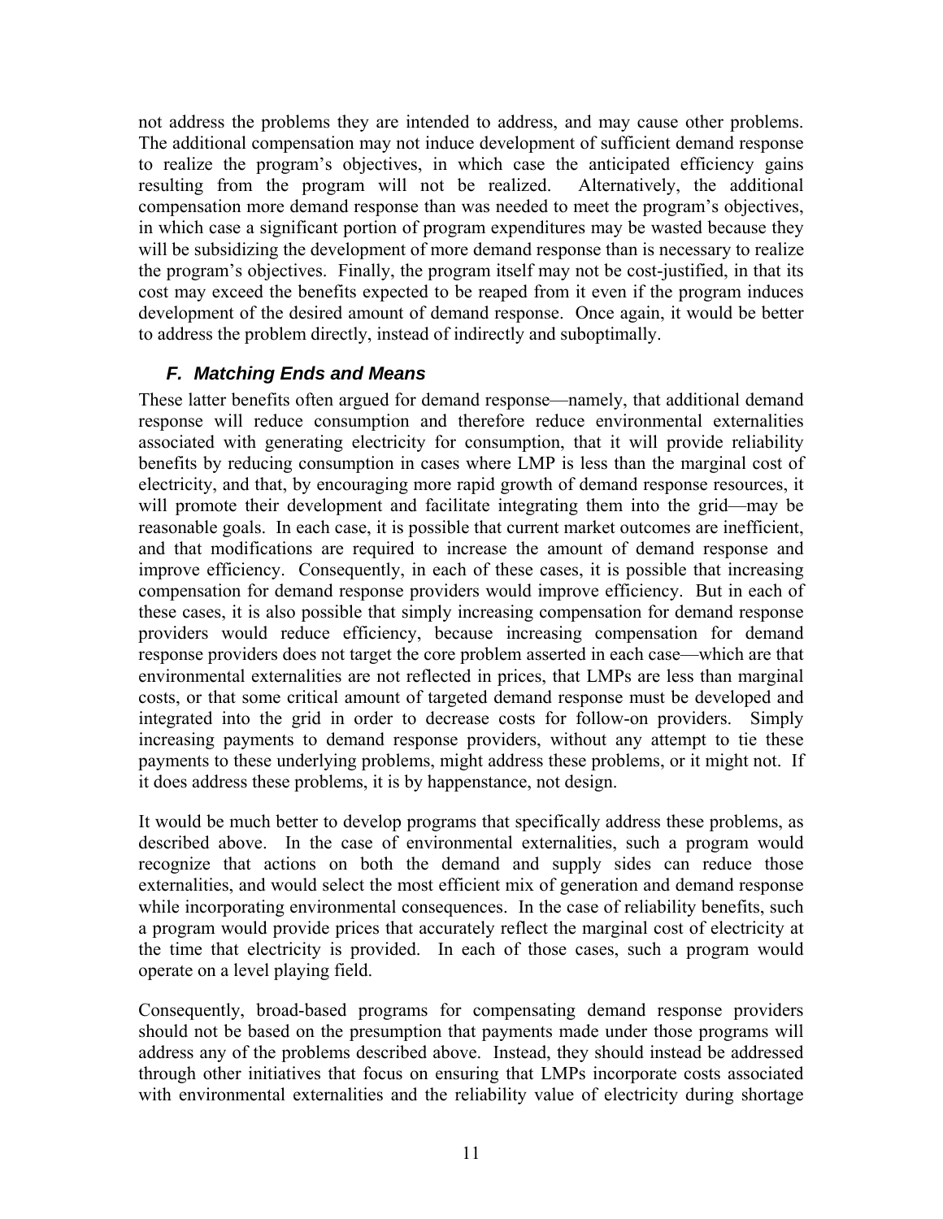not address the problems they are intended to address, and may cause other problems. The additional compensation may not induce development of sufficient demand response to realize the program's objectives, in which case the anticipated efficiency gains resulting from the program will not be realized. Alternatively, the additional compensation more demand response than was needed to meet the program's objectives, in which case a significant portion of program expenditures may be wasted because they will be subsidizing the development of more demand response than is necessary to realize the program's objectives. Finally, the program itself may not be cost-justified, in that its cost may exceed the benefits expected to be reaped from it even if the program induces development of the desired amount of demand response. Once again, it would be better to address the problem directly, instead of indirectly and suboptimally.

### *F. Matching Ends and Means*

These latter benefits often argued for demand response—namely, that additional demand response will reduce consumption and therefore reduce environmental externalities associated with generating electricity for consumption, that it will provide reliability benefits by reducing consumption in cases where LMP is less than the marginal cost of electricity, and that, by encouraging more rapid growth of demand response resources, it will promote their development and facilitate integrating them into the grid—may be reasonable goals. In each case, it is possible that current market outcomes are inefficient, and that modifications are required to increase the amount of demand response and improve efficiency. Consequently, in each of these cases, it is possible that increasing compensation for demand response providers would improve efficiency. But in each of these cases, it is also possible that simply increasing compensation for demand response providers would reduce efficiency, because increasing compensation for demand response providers does not target the core problem asserted in each case—which are that environmental externalities are not reflected in prices, that LMPs are less than marginal costs, or that some critical amount of targeted demand response must be developed and integrated into the grid in order to decrease costs for follow-on providers. Simply increasing payments to demand response providers, without any attempt to tie these payments to these underlying problems, might address these problems, or it might not. If it does address these problems, it is by happenstance, not design.

It would be much better to develop programs that specifically address these problems, as described above. In the case of environmental externalities, such a program would recognize that actions on both the demand and supply sides can reduce those externalities, and would select the most efficient mix of generation and demand response while incorporating environmental consequences. In the case of reliability benefits, such a program would provide prices that accurately reflect the marginal cost of electricity at the time that electricity is provided. In each of those cases, such a program would operate on a level playing field.

Consequently, broad-based programs for compensating demand response providers should not be based on the presumption that payments made under those programs will address any of the problems described above. Instead, they should instead be addressed through other initiatives that focus on ensuring that LMPs incorporate costs associated with environmental externalities and the reliability value of electricity during shortage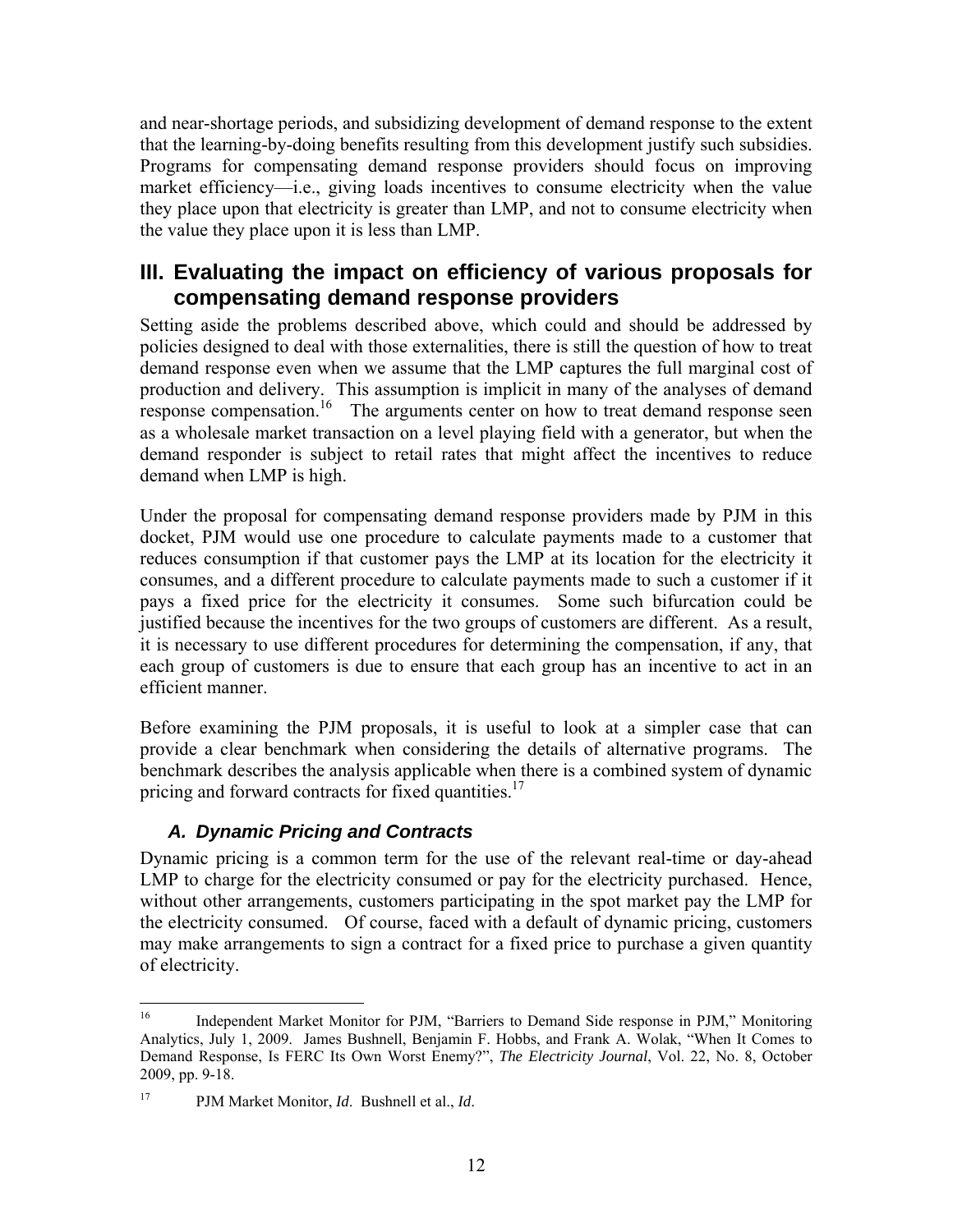and near-shortage periods, and subsidizing development of demand response to the extent that the learning-by-doing benefits resulting from this development justify such subsidies. Programs for compensating demand response providers should focus on improving market efficiency—i.e., giving loads incentives to consume electricity when the value they place upon that electricity is greater than LMP, and not to consume electricity when the value they place upon it is less than LMP.

## III. Evaluating the impact on efficiency of various proposals for compensating demand response providers

Setting aside the problems described above, which could and should be addressed by policies designed to deal with those externalities, there is still the question of how to treat demand response even when we assume that the LMP captures the full marginal cost of production and delivery. This assumption is implicit in many of the analyses of demand response compensation.[16] The arguments center on how to treat demand response seen as a wholesale market transaction on a level playing field with a generator, but when the demand responder is subject to retail rates that might affect the incentives to reduce demand when LMP is high.

Under the proposal for compensating demand response providers made by PJM in this docket, PJM would use one procedure to calculate payments made to a customer that reduces consumption if that customer pays the LMP at its location for the electricity it consumes, and a different procedure to calculate payments made to such a customer if it pays a fixed price for the electricity it consumes. Some such bifurcation could be justified because the incentives for the two groups of customers are different. As a result, it is necessary to use different procedures for determining the compensation, if any, that each group of customers is due to ensure that each group has an incentive to act in an efficient manner.

Before examining the PJM proposals, it is useful to look at a simpler case that can provide a clear benchmark when considering the details of alternative programs. The benchmark describes the analysis applicable when there is a combined system of dynamic pricing and forward contracts for fixed quantities.[17]

### *A. Dynamic Pricing and Contracts*

Dynamic pricing is a common term for the use of the relevant real-time or day-ahead LMP to charge for the electricity consumed or pay for the electricity purchased. Hence, without other arrangements, customers participating in the spot market pay the LMP for the electricity consumed. Of course, faced with a default of dynamic pricing, customers may make arrangements to sign a contract for a fixed price to purchase a given quantity of electricity.

---

[16] Independent Market Monitor for PJM, "Barriers to Demand Side response in PJM," Monitoring Analytics, July 1, 2009. James Bushnell, Benjamin F. Hobbs, and Frank A. Wolak, "When It Comes to Demand Response, Is FERC Its Own Worst Enemy?", *The Electricity Journal*, Vol. 22, No. 8, October 2009, pp. 9-18.

[17] PJM Market Monitor, *Id*. Bushnell et al., *Id*.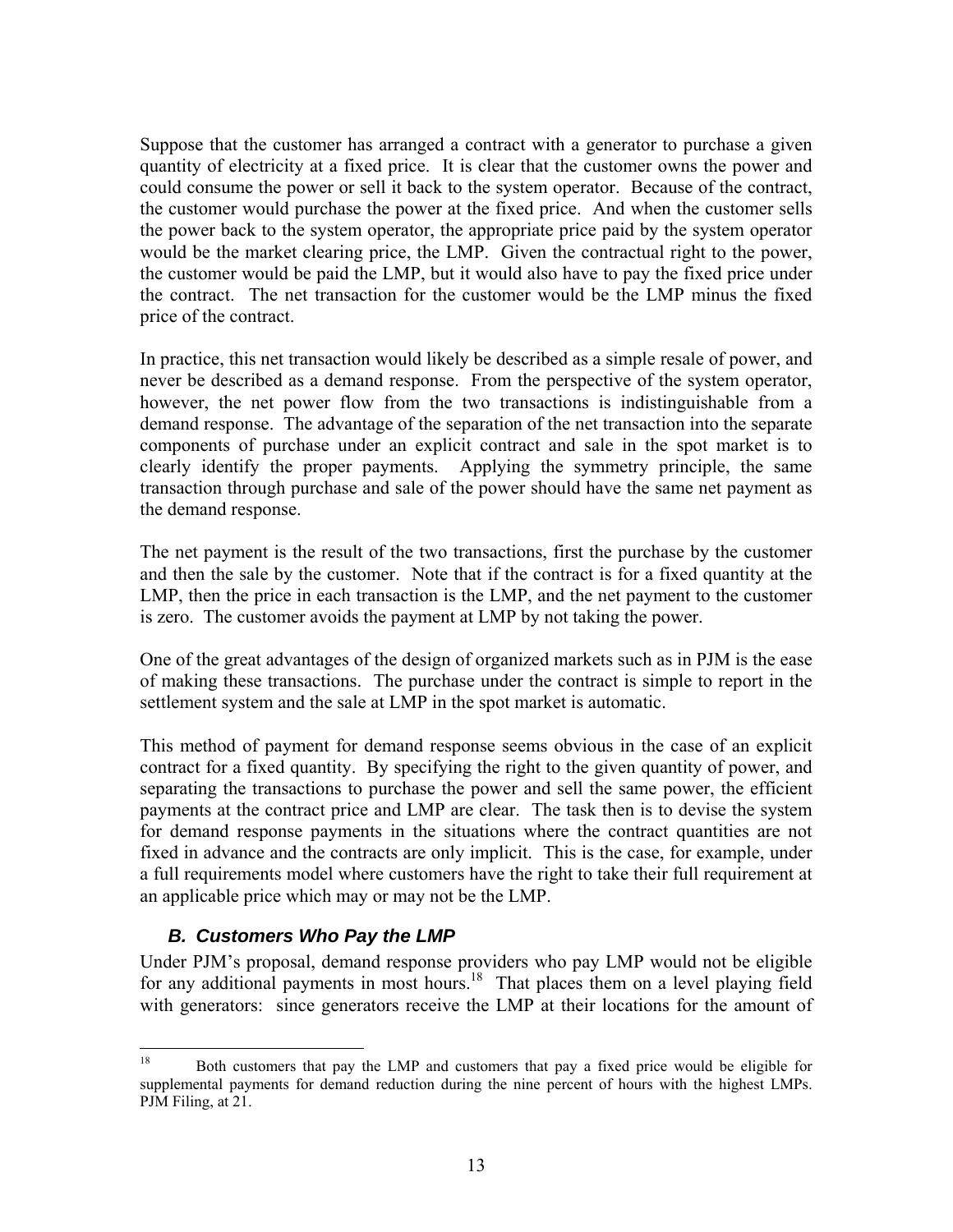Suppose that the customer has arranged a contract with a generator to purchase a given quantity of electricity at a fixed price. It is clear that the customer owns the power and could consume the power or sell it back to the system operator. Because of the contract, the customer would purchase the power at the fixed price. And when the customer sells the power back to the system operator, the appropriate price paid by the system operator would be the market clearing price, the LMP. Given the contractual right to the power, the customer would be paid the LMP, but it would also have to pay the fixed price under the contract. The net transaction for the customer would be the LMP minus the fixed price of the contract.

In practice, this net transaction would likely be described as a simple resale of power, and never be described as a demand response. From the perspective of the system operator, however, the net power flow from the two transactions is indistinguishable from a demand response. The advantage of the separation of the net transaction into the separate components of purchase under an explicit contract and sale in the spot market is to clearly identify the proper payments. Applying the symmetry principle, the same transaction through purchase and sale of the power should have the same net payment as the demand response.

The net payment is the result of the two transactions, first the purchase by the customer and then the sale by the customer. Note that if the contract is for a fixed quantity at the LMP, then the price in each transaction is the LMP, and the net payment to the customer is zero. The customer avoids the payment at LMP by not taking the power.

One of the great advantages of the design of organized markets such as in PJM is the ease of making these transactions. The purchase under the contract is simple to report in the settlement system and the sale at LMP in the spot market is automatic.

This method of payment for demand response seems obvious in the case of an explicit contract for a fixed quantity. By specifying the right to the given quantity of power, and separating the transactions to purchase the power and sell the same power, the efficient payments at the contract price and LMP are clear. The task then is to devise the system for demand response payments in the situations where the contract quantities are not fixed in advance and the contracts are only implicit. This is the case, for example, under a full requirements model where customers have the right to take their full requirement at an applicable price which may or may not be the LMP.

### *B. Customers Who Pay the LMP*

Under PJM's proposal, demand response providers who pay LMP would not be eligible for any additional payments in most hours.[18] That places them on a level playing field with generators: since generators receive the LMP at their locations for the amount of

---

[18] Both customers that pay the LMP and customers that pay a fixed price would be eligible for supplemental payments for demand reduction during the nine percent of hours with the highest LMPs. PJM Filing, at 21.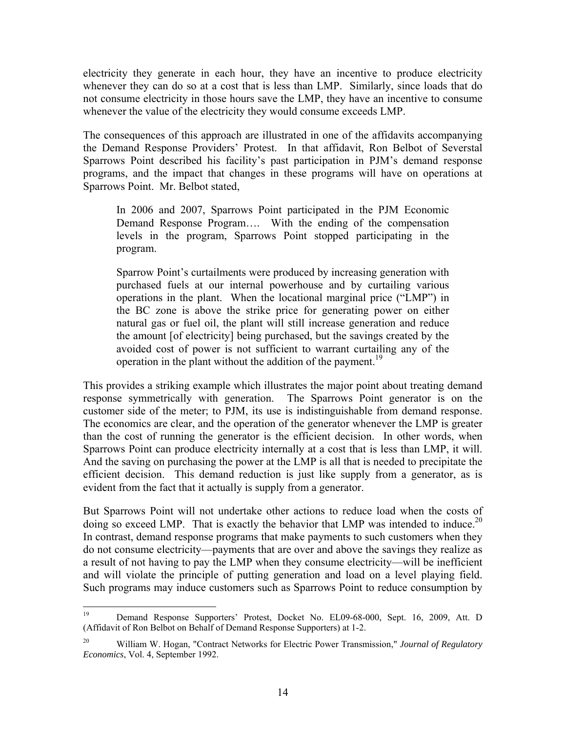electricity they generate in each hour, they have an incentive to produce electricity whenever they can do so at a cost that is less than LMP. Similarly, since loads that do not consume electricity in those hours save the LMP, they have an incentive to consume whenever the value of the electricity they would consume exceeds LMP.

The consequences of this approach are illustrated in one of the affidavits accompanying the Demand Response Providers' Protest. In that affidavit, Ron Belbot of Severstal Sparrows Point described his facility's past participation in PJM's demand response programs, and the impact that changes in these programs will have on operations at Sparrows Point. Mr. Belbot stated,

> In 2006 and 2007, Sparrows Point participated in the PJM Economic Demand Response Program…. With the ending of the compensation levels in the program, Sparrows Point stopped participating in the program.
>
> Sparrow Point's curtailments were produced by increasing generation with purchased fuels at our internal powerhouse and by curtailing various operations in the plant. When the locational marginal price ("LMP") in the BC zone is above the strike price for generating power on either natural gas or fuel oil, the plant will still increase generation and reduce the amount [of electricity] being purchased, but the savings created by the avoided cost of power is not sufficient to warrant curtailing any of the operation in the plant without the addition of the payment.[19]

This provides a striking example which illustrates the major point about treating demand response symmetrically with generation. The Sparrows Point generator is on the customer side of the meter; to PJM, its use is indistinguishable from demand response. The economics are clear, and the operation of the generator whenever the LMP is greater than the cost of running the generator is the efficient decision. In other words, when Sparrows Point can produce electricity internally at a cost that is less than LMP, it will. And the saving on purchasing the power at the LMP is all that is needed to precipitate the efficient decision. This demand reduction is just like supply from a generator, as is evident from the fact that it actually is supply from a generator.

But Sparrows Point will not undertake other actions to reduce load when the costs of doing so exceed LMP. That is exactly the behavior that LMP was intended to induce.[20] In contrast, demand response programs that make payments to such customers when they do not consume electricity—payments that are over and above the savings they realize as a result of not having to pay the LMP when they consume electricity—will be inefficient and will violate the principle of putting generation and load on a level playing field. Such programs may induce customers such as Sparrows Point to reduce consumption by

---

[19] Demand Response Supporters' Protest, Docket No. EL09-68-000, Sept. 16, 2009, Att. D (Affidavit of Ron Belbot on Behalf of Demand Response Supporters) at 1-2.

[20] William W. Hogan, "Contract Networks for Electric Power Transmission," *Journal of Regulatory Economics*, Vol. 4, September 1992.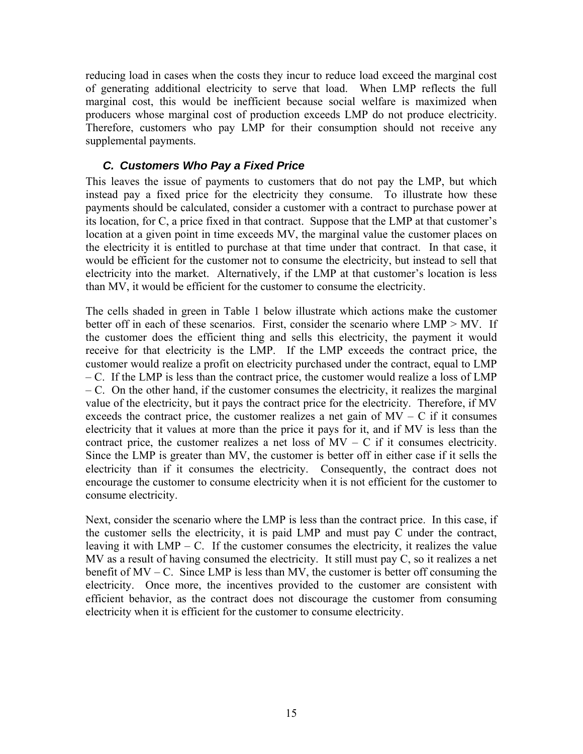reducing load in cases when the costs they incur to reduce load exceed the marginal cost of generating additional electricity to serve that load. When LMP reflects the full marginal cost, this would be inefficient because social welfare is maximized when producers whose marginal cost of production exceeds LMP do not produce electricity. Therefore, customers who pay LMP for their consumption should not receive any supplemental payments.

### *C. Customers Who Pay a Fixed Price*

This leaves the issue of payments to customers that do not pay the LMP, but which instead pay a fixed price for the electricity they consume. To illustrate how these payments should be calculated, consider a customer with a contract to purchase power at its location, for C, a price fixed in that contract. Suppose that the LMP at that customer's location at a given point in time exceeds MV, the marginal value the customer places on the electricity it is entitled to purchase at that time under that contract. In that case, it would be efficient for the customer not to consume the electricity, but instead to sell that electricity into the market. Alternatively, if the LMP at that customer's location is less than MV, it would be efficient for the customer to consume the electricity.

The cells shaded in green in Table 1 below illustrate which actions make the customer better off in each of these scenarios. First, consider the scenario where LMP > MV. If the customer does the efficient thing and sells this electricity, the payment it would receive for that electricity is the LMP. If the LMP exceeds the contract price, the customer would realize a profit on electricity purchased under the contract, equal to LMP – C. If the LMP is less than the contract price, the customer would realize a loss of LMP – C. On the other hand, if the customer consumes the electricity, it realizes the marginal value of the electricity, but it pays the contract price for the electricity. Therefore, if MV exceeds the contract price, the customer realizes a net gain of MV – C if it consumes electricity that it values at more than the price it pays for it, and if MV is less than the contract price, the customer realizes a net loss of MV – C if it consumes electricity. Since the LMP is greater than MV, the customer is better off in either case if it sells the electricity than if it consumes the electricity. Consequently, the contract does not encourage the customer to consume electricity when it is not efficient for the customer to consume electricity.

Next, consider the scenario where the LMP is less than the contract price. In this case, if the customer sells the electricity, it is paid LMP and must pay C under the contract, leaving it with LMP – C. If the customer consumes the electricity, it realizes the value MV as a result of having consumed the electricity. It still must pay C, so it realizes a net benefit of MV – C. Since LMP is less than MV, the customer is better off consuming the electricity. Once more, the incentives provided to the customer are consistent with efficient behavior, as the contract does not discourage the customer from consuming electricity when it is efficient for the customer to consume electricity.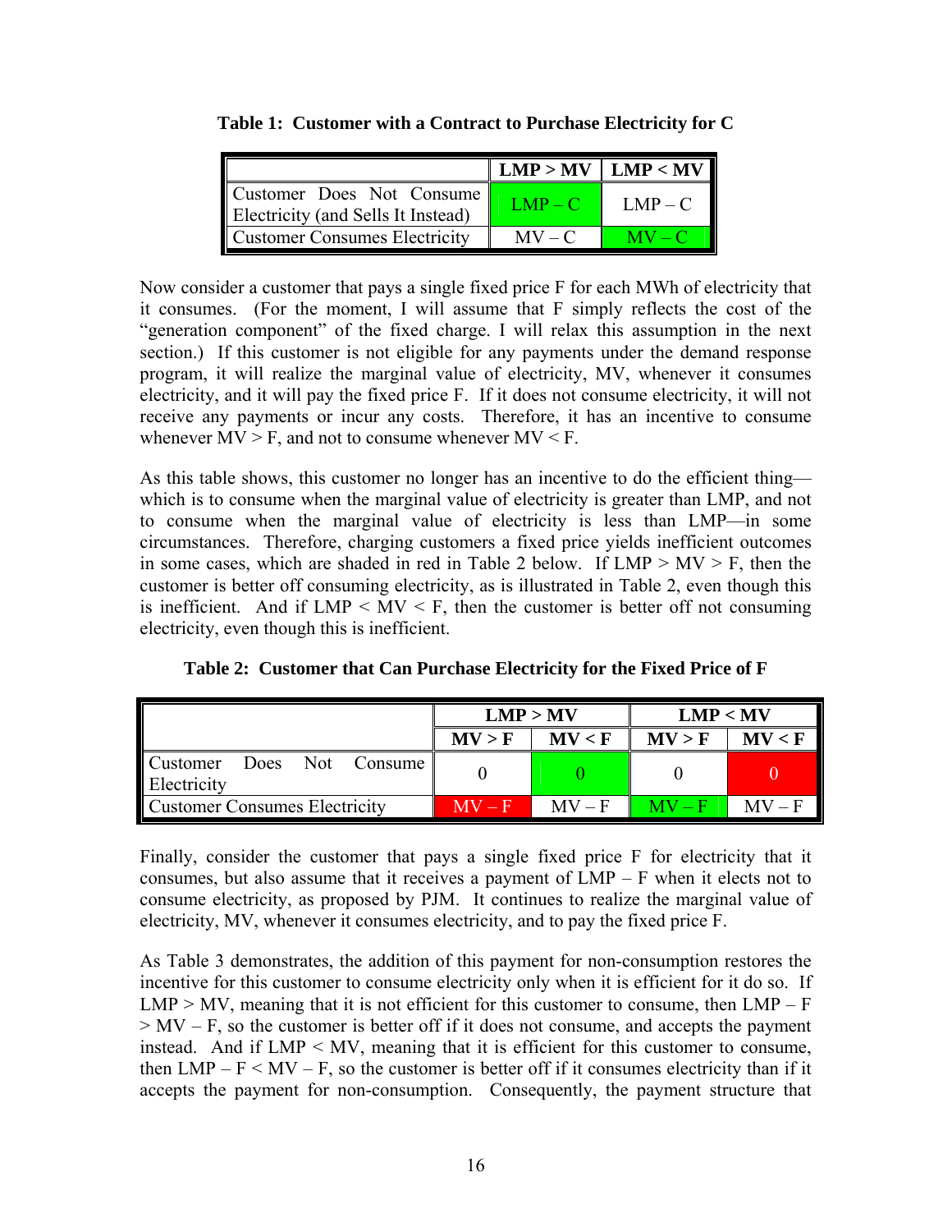**Table 1: Customer with a Contract to Purchase Electricity for C**

| | LMP > MV | LMP < MV |
|---|---|---|
| Customer Does Not Consume Electricity (and Sells It Instead) | LMP – C | LMP – C |
| Customer Consumes Electricity | MV – C | MV – C |

Now consider a customer that pays a single fixed price F for each MWh of electricity that it consumes. (For the moment, I will assume that F simply reflects the cost of the "generation component" of the fixed charge. I will relax this assumption in the next section.) If this customer is not eligible for any payments under the demand response program, it will realize the marginal value of electricity, MV, whenever it consumes electricity, and it will pay the fixed price F. If it does not consume electricity, it will not receive any payments or incur any costs. Therefore, it has an incentive to consume whenever MV > F, and not to consume whenever MV < F.

As this table shows, this customer no longer has an incentive to do the efficient thing—which is to consume when the marginal value of electricity is greater than LMP, and not to consume when the marginal value of electricity is less than LMP—in some circumstances. Therefore, charging customers a fixed price yields inefficient outcomes in some cases, which are shaded in red in Table 2 below. If LMP > MV > F, then the customer is better off consuming electricity, as is illustrated in Table 2, even though this is inefficient. And if LMP < MV < F, then the customer is better off not consuming electricity, even though this is inefficient.

**Table 2: Customer that Can Purchase Electricity for the Fixed Price of F**

| | LMP > MV | | LMP < MV | |
|---|---|---|---|---|
| | MV > F | MV < F | MV > F | MV < F |
| Customer Does Not Consume Electricity | 0 | 0 | 0 | 0 |
| Customer Consumes Electricity | MV – F | MV – F | MV – F | MV – F |

Finally, consider the customer that pays a single fixed price F for electricity that it consumes, but also assume that it receives a payment of LMP – F when it elects not to consume electricity, as proposed by PJM. It continues to realize the marginal value of electricity, MV, whenever it consumes electricity, and to pay the fixed price F.

As Table 3 demonstrates, the addition of this payment for non-consumption restores the incentive for this customer to consume electricity only when it is efficient for it do so. If LMP > MV, meaning that it is not efficient for this customer to consume, then LMP – F > MV – F, so the customer is better off if it does not consume, and accepts the payment instead. And if LMP < MV, meaning that it is efficient for this customer to consume, then LMP – F < MV – F, so the customer is better off if it consumes electricity than if it accepts the payment for non-consumption. Consequently, the payment structure that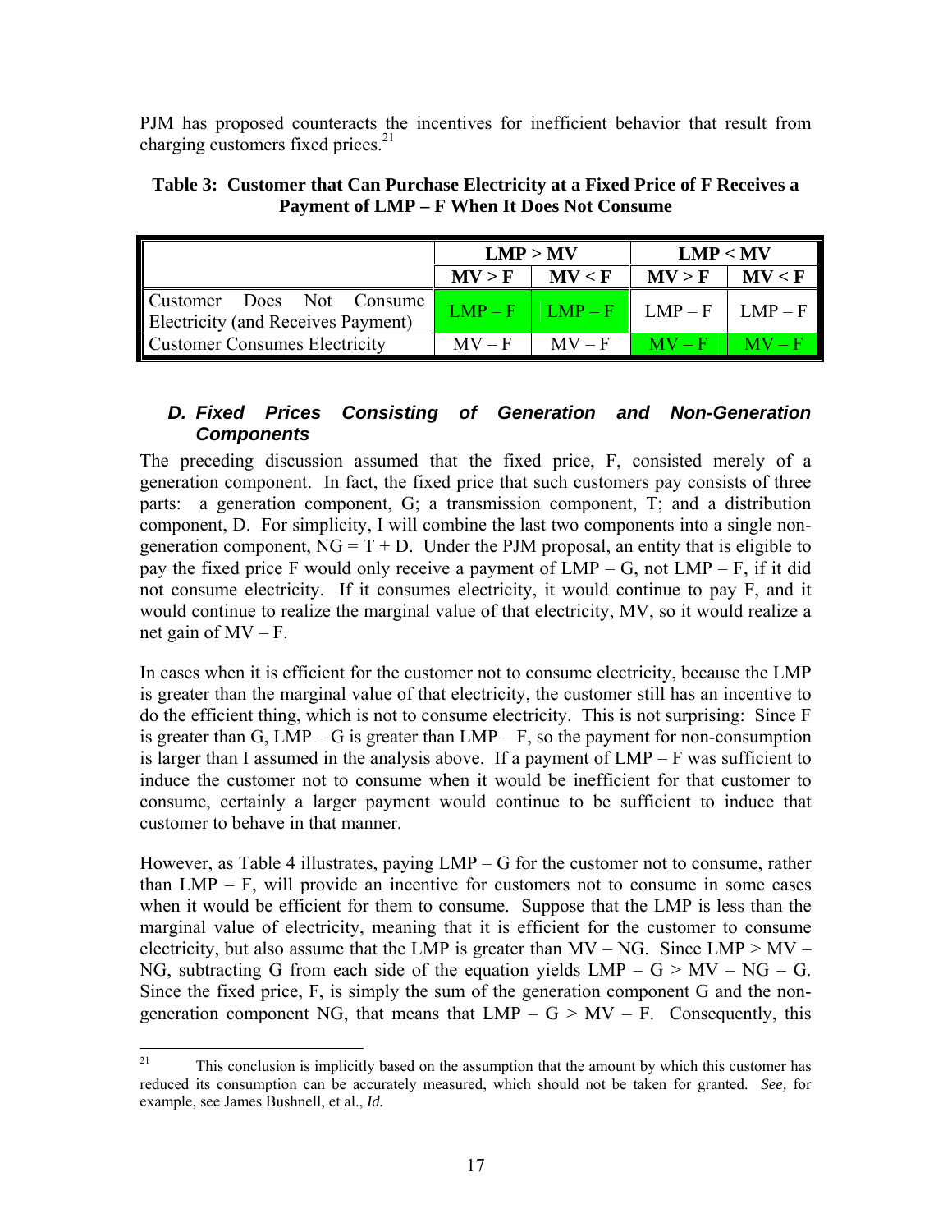PJM has proposed counteracts the incentives for inefficient behavior that result from charging customers fixed prices.[21]

**Table 3: Customer that Can Purchase Electricity at a Fixed Price of F Receives a Payment of LMP – F When It Does Not Consume**

| | LMP > MV | | LMP < MV | |
|---|---|---|---|---|
| | MV > F | MV < F | MV > F | MV < F |
| Customer Does Not Consume Electricity (and Receives Payment) | LMP – F | LMP – F | LMP – F | LMP – F |
| Customer Consumes Electricity | MV – F | MV – F | MV – F | MV – F |

### *D. Fixed Prices Consisting of Generation and Non-Generation Components*

The preceding discussion assumed that the fixed price, F, consisted merely of a generation component. In fact, the fixed price that such customers pay consists of three parts: a generation component, G; a transmission component, T; and a distribution component, D. For simplicity, I will combine the last two components into a single non-generation component, NG = T + D. Under the PJM proposal, an entity that is eligible to pay the fixed price F would only receive a payment of LMP – G, not LMP – F, if it did not consume electricity. If it consumes electricity, it would continue to pay F, and it would continue to realize the marginal value of that electricity, MV, so it would realize a net gain of MV – F.

In cases when it is efficient for the customer not to consume electricity, because the LMP is greater than the marginal value of that electricity, the customer still has an incentive to do the efficient thing, which is not to consume electricity. This is not surprising: Since F is greater than G, LMP – G is greater than LMP – F, so the payment for non-consumption is larger than I assumed in the analysis above. If a payment of LMP – F was sufficient to induce the customer not to consume when it would be inefficient for that customer to consume, certainly a larger payment would continue to be sufficient to induce that customer to behave in that manner.

However, as Table 4 illustrates, paying LMP – G for the customer not to consume, rather than LMP – F, will provide an incentive for customers not to consume in some cases when it would be efficient for them to consume. Suppose that the LMP is less than the marginal value of electricity, meaning that it is efficient for the customer to consume electricity, but also assume that the LMP is greater than MV – NG. Since LMP > MV – NG, subtracting G from each side of the equation yields LMP – G > MV – NG – G. Since the fixed price, F, is simply the sum of the generation component G and the non-generation component NG, that means that LMP – G > MV – F. Consequently, this

[21] This conclusion is implicitly based on the assumption that the amount by which this customer has reduced its consumption can be accurately measured, which should not be taken for granted. *See,* for example, see James Bushnell, et al., *Id.*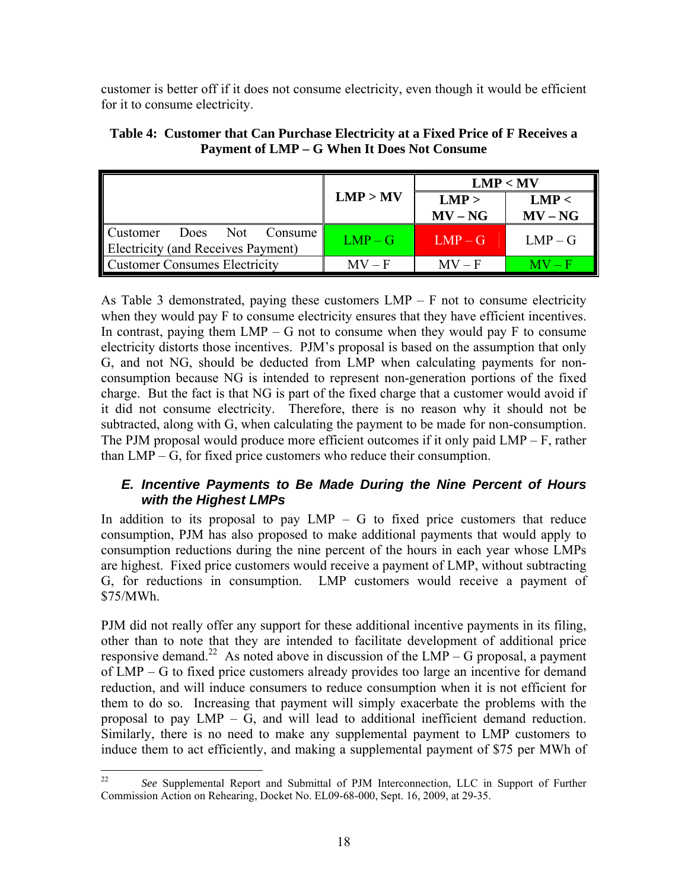customer is better off if it does not consume electricity, even though it would be efficient for it to consume electricity.

**Table 4: Customer that Can Purchase Electricity at a Fixed Price of F Receives a Payment of LMP – G When It Does Not Consume**

| | **LMP > MV** | **LMP < MV** | |
|---|---|---|---|
| | | **LMP > MV – NG** | **LMP < MV – NG** |
| Customer Does Not Consume Electricity (and Receives Payment) | LMP – G | LMP – G | LMP – G |
| Customer Consumes Electricity | MV – F | MV – F | MV – F |

As Table 3 demonstrated, paying these customers LMP – F not to consume electricity when they would pay F to consume electricity ensures that they have efficient incentives. In contrast, paying them LMP – G not to consume when they would pay F to consume electricity distorts those incentives. PJM's proposal is based on the assumption that only G, and not NG, should be deducted from LMP when calculating payments for non-consumption because NG is intended to represent non-generation portions of the fixed charge. But the fact is that NG is part of the fixed charge that a customer would avoid if it did not consume electricity. Therefore, there is no reason why it should not be subtracted, along with G, when calculating the payment to be made for non-consumption. The PJM proposal would produce more efficient outcomes if it only paid LMP – F, rather than LMP – G, for fixed price customers who reduce their consumption.

### *E. Incentive Payments to Be Made During the Nine Percent of Hours with the Highest LMPs*

In addition to its proposal to pay LMP – G to fixed price customers that reduce consumption, PJM has also proposed to make additional payments that would apply to consumption reductions during the nine percent of the hours in each year whose LMPs are highest. Fixed price customers would receive a payment of LMP, without subtracting G, for reductions in consumption. LMP customers would receive a payment of \$75/MWh.

PJM did not really offer any support for these additional incentive payments in its filing, other than to note that they are intended to facilitate development of additional price responsive demand.[22] As noted above in discussion of the LMP – G proposal, a payment of LMP – G to fixed price customers already provides too large an incentive for demand reduction, and will induce consumers to reduce consumption when it is not efficient for them to do so. Increasing that payment will simply exacerbate the problems with the proposal to pay LMP – G, and will lead to additional inefficient demand reduction. Similarly, there is no need to make any supplemental payment to LMP customers to induce them to act efficiently, and making a supplemental payment of \$75 per MWh of

[22] *See* Supplemental Report and Submittal of PJM Interconnection, LLC in Support of Further Commission Action on Rehearing, Docket No. EL09-68-000, Sept. 16, 2009, at 29-35.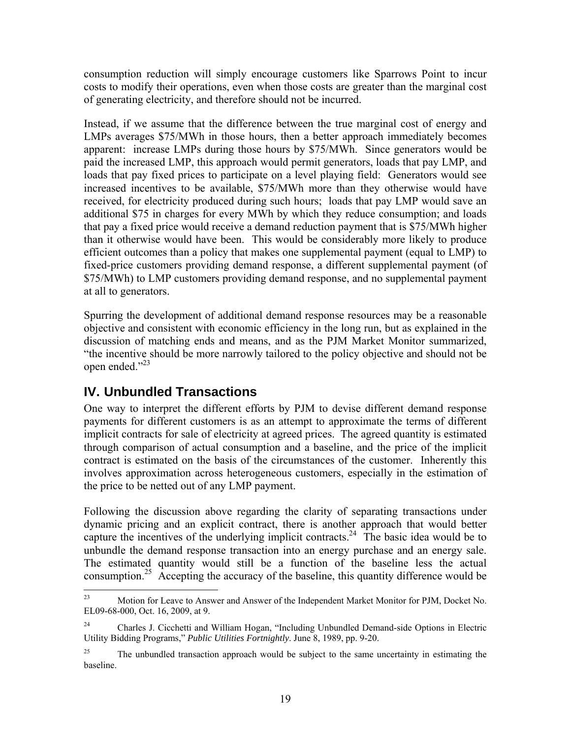consumption reduction will simply encourage customers like Sparrows Point to incur costs to modify their operations, even when those costs are greater than the marginal cost of generating electricity, and therefore should not be incurred.

Instead, if we assume that the difference between the true marginal cost of energy and LMPs averages $75/MWh in those hours, then a better approach immediately becomes apparent: increase LMPs during those hours by $75/MWh. Since generators would be paid the increased LMP, this approach would permit generators, loads that pay LMP, and loads that pay fixed prices to participate on a level playing field: Generators would see increased incentives to be available, $75/MWh more than they otherwise would have received, for electricity produced during such hours; loads that pay LMP would save an additional $75 in charges for every MWh by which they reduce consumption; and loads that pay a fixed price would receive a demand reduction payment that is $75/MWh higher than it otherwise would have been. This would be considerably more likely to produce efficient outcomes than a policy that makes one supplemental payment (equal to LMP) to fixed-price customers providing demand response, a different supplemental payment (of $75/MWh) to LMP customers providing demand response, and no supplemental payment at all to generators.

Spurring the development of additional demand response resources may be a reasonable objective and consistent with economic efficiency in the long run, but as explained in the discussion of matching ends and means, and as the PJM Market Monitor summarized, "the incentive should be more narrowly tailored to the policy objective and should not be open ended."[23]

## IV. Unbundled Transactions

One way to interpret the different efforts by PJM to devise different demand response payments for different customers is as an attempt to approximate the terms of different implicit contracts for sale of electricity at agreed prices. The agreed quantity is estimated through comparison of actual consumption and a baseline, and the price of the implicit contract is estimated on the basis of the circumstances of the customer. Inherently this involves approximation across heterogeneous customers, especially in the estimation of the price to be netted out of any LMP payment.

Following the discussion above regarding the clarity of separating transactions under dynamic pricing and an explicit contract, there is another approach that would better capture the incentives of the underlying implicit contracts.[24] The basic idea would be to unbundle the demand response transaction into an energy purchase and an energy sale. The estimated quantity would still be a function of the baseline less the actual consumption.[25] Accepting the accuracy of the baseline, this quantity difference would be

---

[23] Motion for Leave to Answer and Answer of the Independent Market Monitor for PJM, Docket No. EL09-68-000, Oct. 16, 2009, at 9.

[24] Charles J. Cicchetti and William Hogan, "Including Unbundled Demand-side Options in Electric Utility Bidding Programs," *Public Utilities Fortnightly*. June 8, 1989, pp. 9-20.

[25] The unbundled transaction approach would be subject to the same uncertainty in estimating the baseline.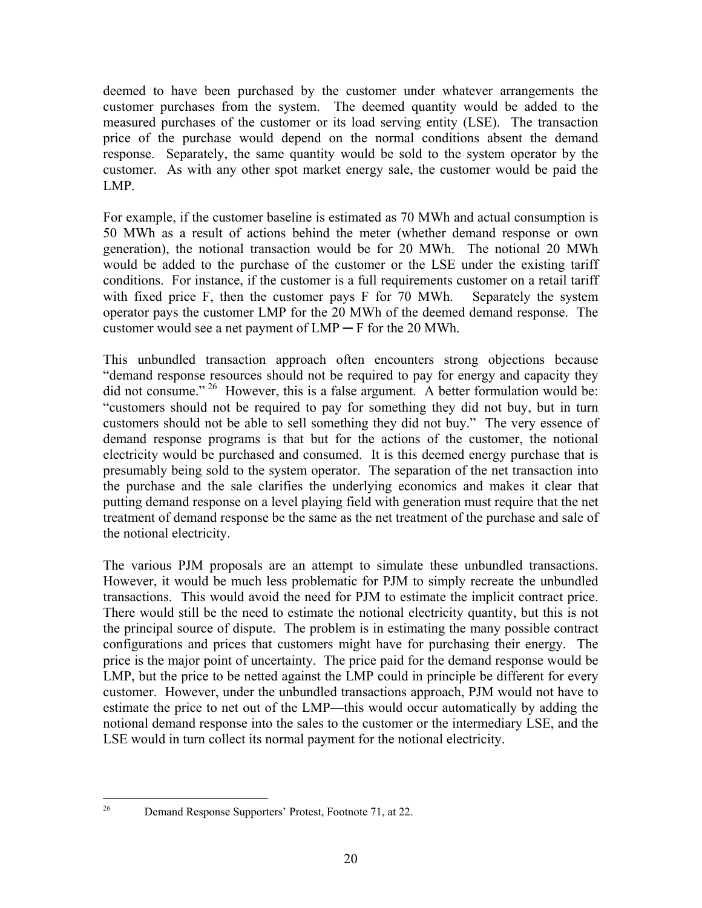deemed to have been purchased by the customer under whatever arrangements the customer purchases from the system. The deemed quantity would be added to the measured purchases of the customer or its load serving entity (LSE). The transaction price of the purchase would depend on the normal conditions absent the demand response. Separately, the same quantity would be sold to the system operator by the customer. As with any other spot market energy sale, the customer would be paid the LMP.

For example, if the customer baseline is estimated as 70 MWh and actual consumption is 50 MWh as a result of actions behind the meter (whether demand response or own generation), the notional transaction would be for 20 MWh. The notional 20 MWh would be added to the purchase of the customer or the LSE under the existing tariff conditions. For instance, if the customer is a full requirements customer on a retail tariff with fixed price F, then the customer pays F for 70 MWh. Separately the system operator pays the customer LMP for the 20 MWh of the deemed demand response. The customer would see a net payment of LMP ─ F for the 20 MWh.

This unbundled transaction approach often encounters strong objections because "demand response resources should not be required to pay for energy and capacity they did not consume."[26] However, this is a false argument. A better formulation would be: "customers should not be required to pay for something they did not buy, but in turn customers should not be able to sell something they did not buy." The very essence of demand response programs is that but for the actions of the customer, the notional electricity would be purchased and consumed. It is this deemed energy purchase that is presumably being sold to the system operator. The separation of the net transaction into the purchase and the sale clarifies the underlying economics and makes it clear that putting demand response on a level playing field with generation must require that the net treatment of demand response be the same as the net treatment of the purchase and sale of the notional electricity.

The various PJM proposals are an attempt to simulate these unbundled transactions. However, it would be much less problematic for PJM to simply recreate the unbundled transactions. This would avoid the need for PJM to estimate the implicit contract price. There would still be the need to estimate the notional electricity quantity, but this is not the principal source of dispute. The problem is in estimating the many possible contract configurations and prices that customers might have for purchasing their energy. The price is the major point of uncertainty. The price paid for the demand response would be LMP, but the price to be netted against the LMP could in principle be different for every customer. However, under the unbundled transactions approach, PJM would not have to estimate the price to net out of the LMP—this would occur automatically by adding the notional demand response into the sales to the customer or the intermediary LSE, and the LSE would in turn collect its normal payment for the notional electricity.

---

[26] Demand Response Supporters' Protest, Footnote 71, at 22.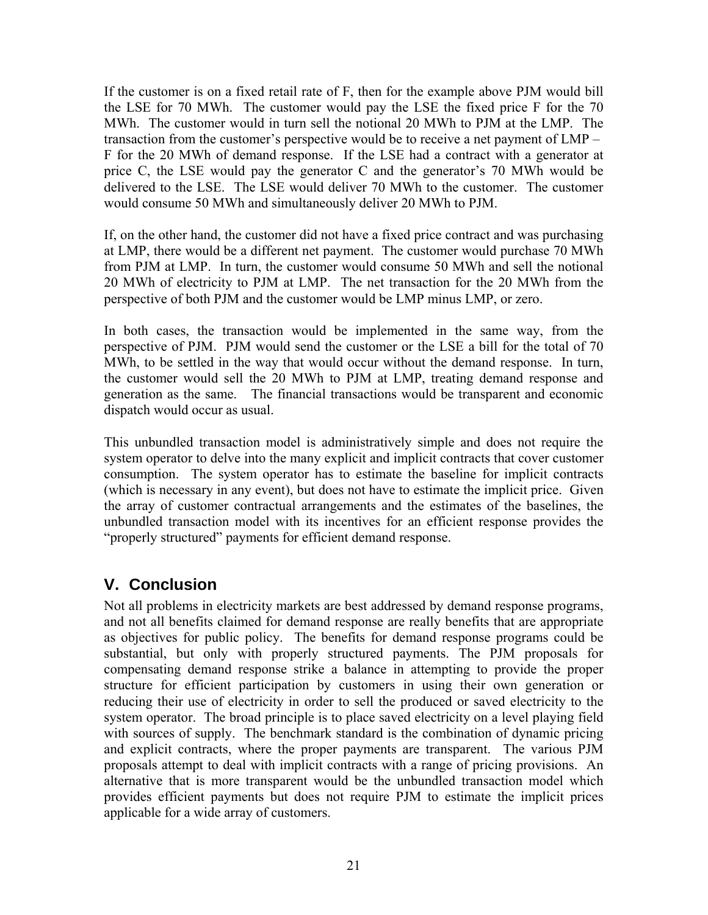If the customer is on a fixed retail rate of F, then for the example above PJM would bill the LSE for 70 MWh. The customer would pay the LSE the fixed price F for the 70 MWh. The customer would in turn sell the notional 20 MWh to PJM at the LMP. The transaction from the customer's perspective would be to receive a net payment of LMP – F for the 20 MWh of demand response. If the LSE had a contract with a generator at price C, the LSE would pay the generator C and the generator's 70 MWh would be delivered to the LSE. The LSE would deliver 70 MWh to the customer. The customer would consume 50 MWh and simultaneously deliver 20 MWh to PJM.

If, on the other hand, the customer did not have a fixed price contract and was purchasing at LMP, there would be a different net payment. The customer would purchase 70 MWh from PJM at LMP. In turn, the customer would consume 50 MWh and sell the notional 20 MWh of electricity to PJM at LMP. The net transaction for the 20 MWh from the perspective of both PJM and the customer would be LMP minus LMP, or zero.

In both cases, the transaction would be implemented in the same way, from the perspective of PJM. PJM would send the customer or the LSE a bill for the total of 70 MWh, to be settled in the way that would occur without the demand response. In turn, the customer would sell the 20 MWh to PJM at LMP, treating demand response and generation as the same. The financial transactions would be transparent and economic dispatch would occur as usual.

This unbundled transaction model is administratively simple and does not require the system operator to delve into the many explicit and implicit contracts that cover customer consumption. The system operator has to estimate the baseline for implicit contracts (which is necessary in any event), but does not have to estimate the implicit price. Given the array of customer contractual arrangements and the estimates of the baselines, the unbundled transaction model with its incentives for an efficient response provides the "properly structured" payments for efficient demand response.

## V. Conclusion

Not all problems in electricity markets are best addressed by demand response programs, and not all benefits claimed for demand response are really benefits that are appropriate as objectives for public policy. The benefits for demand response programs could be substantial, but only with properly structured payments. The PJM proposals for compensating demand response strike a balance in attempting to provide the proper structure for efficient participation by customers in using their own generation or reducing their use of electricity in order to sell the produced or saved electricity to the system operator. The broad principle is to place saved electricity on a level playing field with sources of supply. The benchmark standard is the combination of dynamic pricing and explicit contracts, where the proper payments are transparent. The various PJM proposals attempt to deal with implicit contracts with a range of pricing provisions. An alternative that is more transparent would be the unbundled transaction model which provides efficient payments but does not require PJM to estimate the implicit prices applicable for a wide array of customers.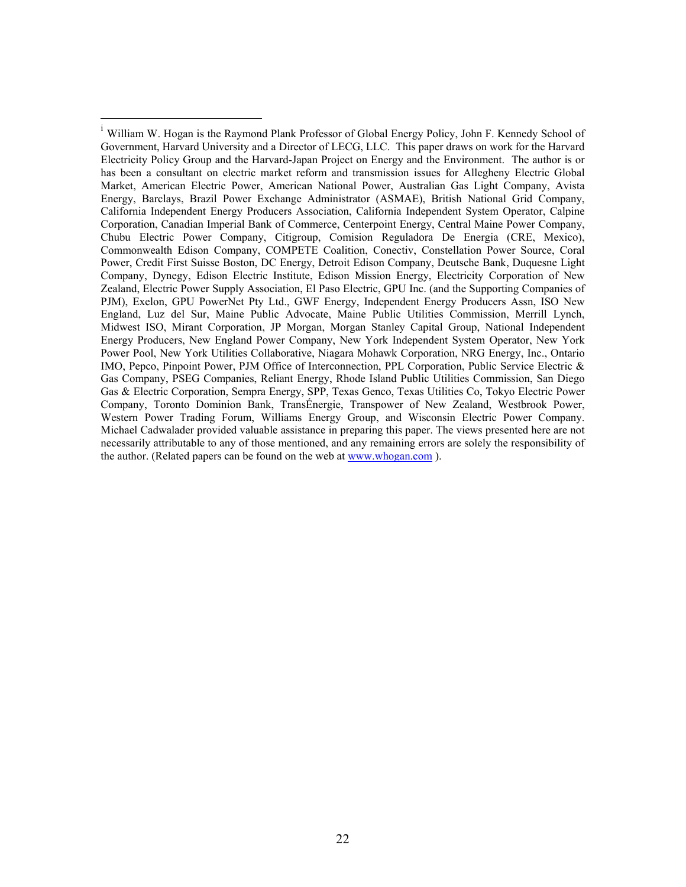[i] William W. Hogan is the Raymond Plank Professor of Global Energy Policy, John F. Kennedy School of Government, Harvard University and a Director of LECG, LLC. This paper draws on work for the Harvard Electricity Policy Group and the Harvard-Japan Project on Energy and the Environment. The author is or has been a consultant on electric market reform and transmission issues for Allegheny Electric Global Market, American Electric Power, American National Power, Australian Gas Light Company, Avista Energy, Barclays, Brazil Power Exchange Administrator (ASMAE), British National Grid Company, California Independent Energy Producers Association, California Independent System Operator, Calpine Corporation, Canadian Imperial Bank of Commerce, Centerpoint Energy, Central Maine Power Company, Chubu Electric Power Company, Citigroup, Comision Reguladora De Energia (CRE, Mexico), Commonwealth Edison Company, COMPETE Coalition, Conectiv, Constellation Power Source, Coral Power, Credit First Suisse Boston, DC Energy, Detroit Edison Company, Deutsche Bank, Duquesne Light Company, Dynegy, Edison Electric Institute, Edison Mission Energy, Electricity Corporation of New Zealand, Electric Power Supply Association, El Paso Electric, GPU Inc. (and the Supporting Companies of PJM), Exelon, GPU PowerNet Pty Ltd., GWF Energy, Independent Energy Producers Assn, ISO New England, Luz del Sur, Maine Public Advocate, Maine Public Utilities Commission, Merrill Lynch, Midwest ISO, Mirant Corporation, JP Morgan, Morgan Stanley Capital Group, National Independent Energy Producers, New England Power Company, New York Independent System Operator, New York Power Pool, New York Utilities Collaborative, Niagara Mohawk Corporation, NRG Energy, Inc., Ontario IMO, Pepco, Pinpoint Power, PJM Office of Interconnection, PPL Corporation, Public Service Electric & Gas Company, PSEG Companies, Reliant Energy, Rhode Island Public Utilities Commission, San Diego Gas & Electric Corporation, Sempra Energy, SPP, Texas Genco, Texas Utilities Co, Tokyo Electric Power Company, Toronto Dominion Bank, TransÉnergie, Transpower of New Zealand, Westbrook Power, Western Power Trading Forum, Williams Energy Group, and Wisconsin Electric Power Company. Michael Cadwalader provided valuable assistance in preparing this paper. The views presented here are not necessarily attributable to any of those mentioned, and any remaining errors are solely the responsibility of the author. (Related papers can be found on the web at www.whogan.com ).